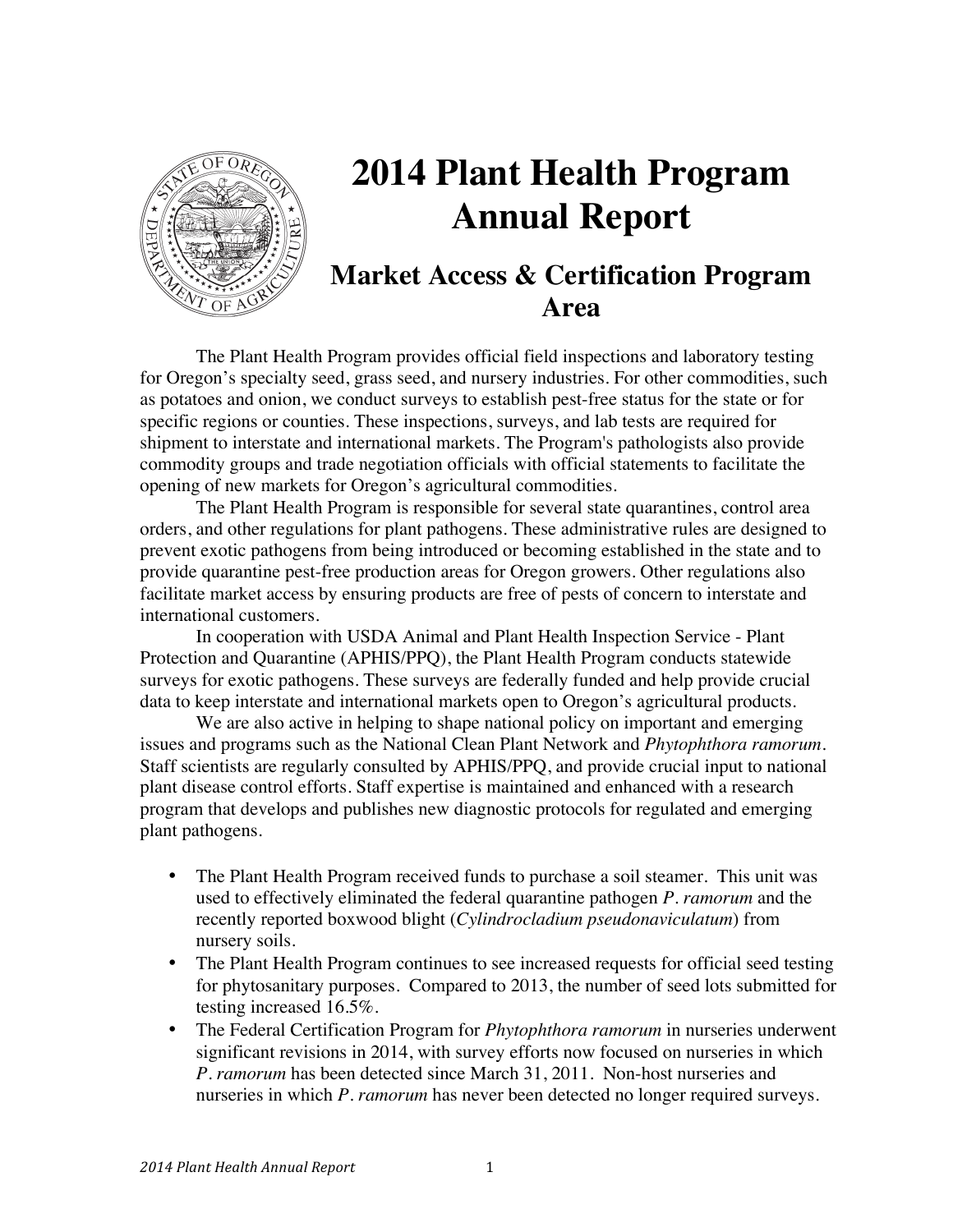# 2014 Plant Health Program Annual Report

## Market Access & Certification Program Area

The Plant Health Program provides official field inspections and laboratory testing for Oregon's specialty seed, grass seed, and nursery industries. For other commodities, such as potatoes and onion, we conduct surveys to establish pest-free status for the state or for specific regions or counties. These inspections, surveys, and lab tests are required for shipment to interstate and international markets. The Program's pathologists also provide commodity groups and trade negotiation officials with official statements to facilitate the opening of new markets for Oregon's agricultural commodities.

The Plant Health Program is responsible for several state quarantines, control area orders, and other regulations for plant pathogens. These administrative rules are designed to prevent exotic pathogens from being introduced or becoming established in the state and to provide quarantine pest-free production areas for Oregon growers. Other regulations also facilitate market access by ensuring products are free of pests of concern to interstate and international customers.

In cooperation with USDA Animal and Plant Health Inspection Service - Plant Protection and Quarantine (APHIS/PPQ), the Plant Health Program conducts statewide surveys for exotic pathogens. These surveys are federally funded and help provide crucial data to keep interstate and international markets open to Oregon's agricultural products.

We are also active in helping to shape national policy on important and emerging issues and programs such as the National Clean Plant Network and *Phytophthora ramorum*. Staff scientists are regularly consulted by APHIS/PPQ, and provide crucial input to national plant disease control efforts. Staff expertise is maintained and enhanced with a research program that develops and publishes new diagnostic protocols for regulated and emerging plant pathogens.

- The Plant Health Program received funds to purchase a soil steamer. This unit was used to effectively eliminated the federal quarantine pathogen *P. ramorum* and the recently reported boxwood blight (*Cylindrocladium pseudonaviculatum*) from nursery soils.
- The Plant Health Program continues to see increased requests for official seed testing for phytosanitary purposes. Compared to 2013, the number of seed lots submitted for testing increased 16.5%.
- The Federal Certification Program for *Phytophthora ramorum* in nurseries underwent significant revisions in 2014, with survey efforts now focused on nurseries in which *P. ramorum* has been detected since March 31, 2011. Non-host nurseries and nurseries in which *P. ramorum* has never been detected no longer required surveys.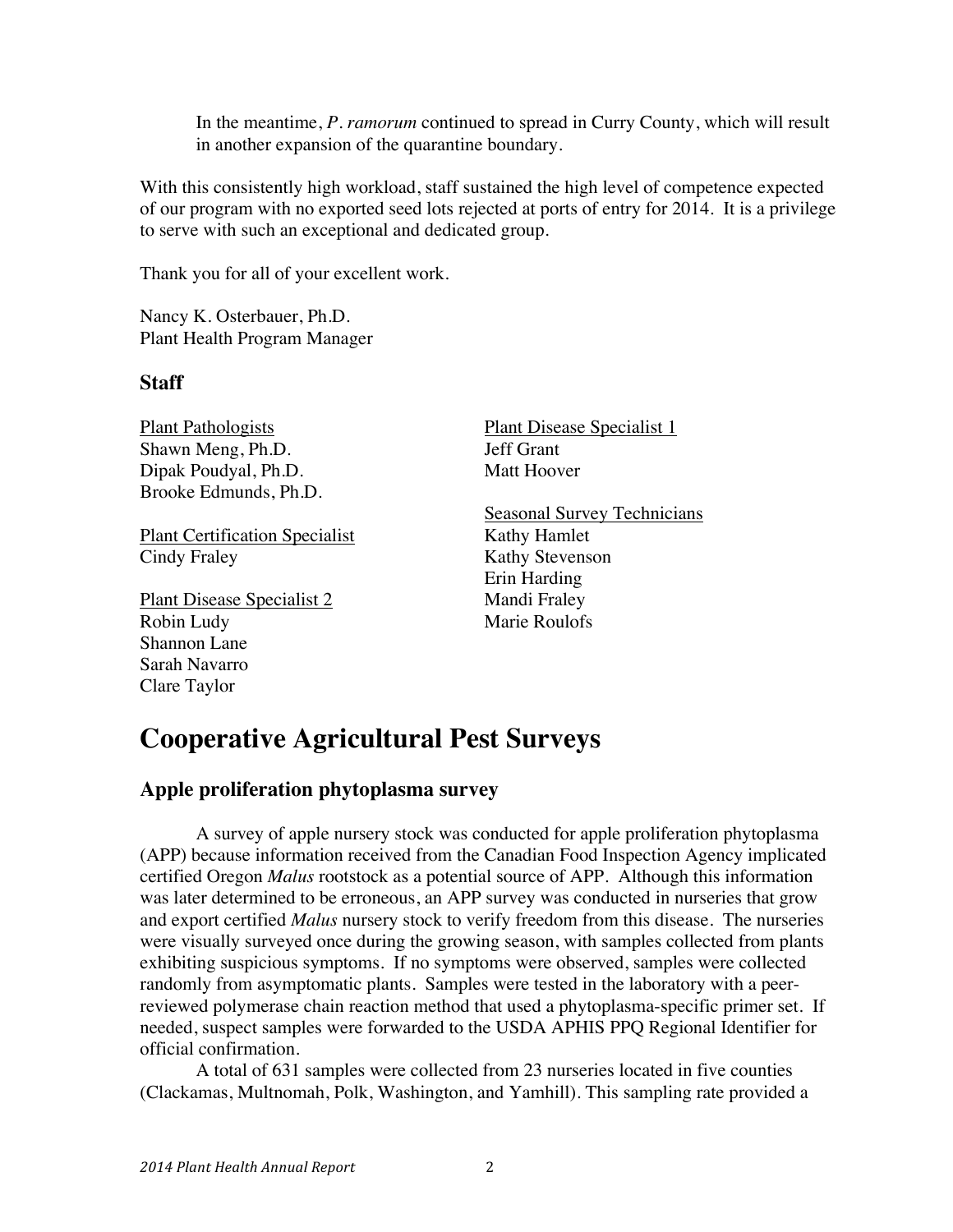In the meantime, *P. ramorum* continued to spread in Curry County, which will result in another expansion of the quarantine boundary.

With this consistently high workload, staff sustained the high level of competence expected of our program with no exported seed lots rejected at ports of entry for 2014. It is a privilege to serve with such an exceptional and dedicated group.

Thank you for all of your excellent work.

Nancy K. Osterbauer, Ph.D.
Plant Health Program Manager

### Staff

Plant Pathologists
Shawn Meng, Ph.D.
Dipak Poudyal, Ph.D.
Brooke Edmunds, Ph.D.

Plant Certification Specialist
Cindy Fraley

Plant Disease Specialist 2
Robin Ludy
Shannon Lane
Sarah Navarro
Clare Taylor

Plant Disease Specialist 1
Jeff Grant
Matt Hoover

Seasonal Survey Technicians
Kathy Hamlet
Kathy Stevenson
Erin Harding
Mandi Fraley
Marie Roulofs

# Cooperative Agricultural Pest Surveys

### Apple proliferation phytoplasma survey

A survey of apple nursery stock was conducted for apple proliferation phytoplasma (APP) because information received from the Canadian Food Inspection Agency implicated certified Oregon *Malus* rootstock as a potential source of APP. Although this information was later determined to be erroneous, an APP survey was conducted in nurseries that grow and export certified *Malus* nursery stock to verify freedom from this disease. The nurseries were visually surveyed once during the growing season, with samples collected from plants exhibiting suspicious symptoms. If no symptoms were observed, samples were collected randomly from asymptomatic plants. Samples were tested in the laboratory with a peer-reviewed polymerase chain reaction method that used a phytoplasma-specific primer set. If needed, suspect samples were forwarded to the USDA APHIS PPQ Regional Identifier for official confirmation.

A total of 631 samples were collected from 23 nurseries located in five counties (Clackamas, Multnomah, Polk, Washington, and Yamhill). This sampling rate provided a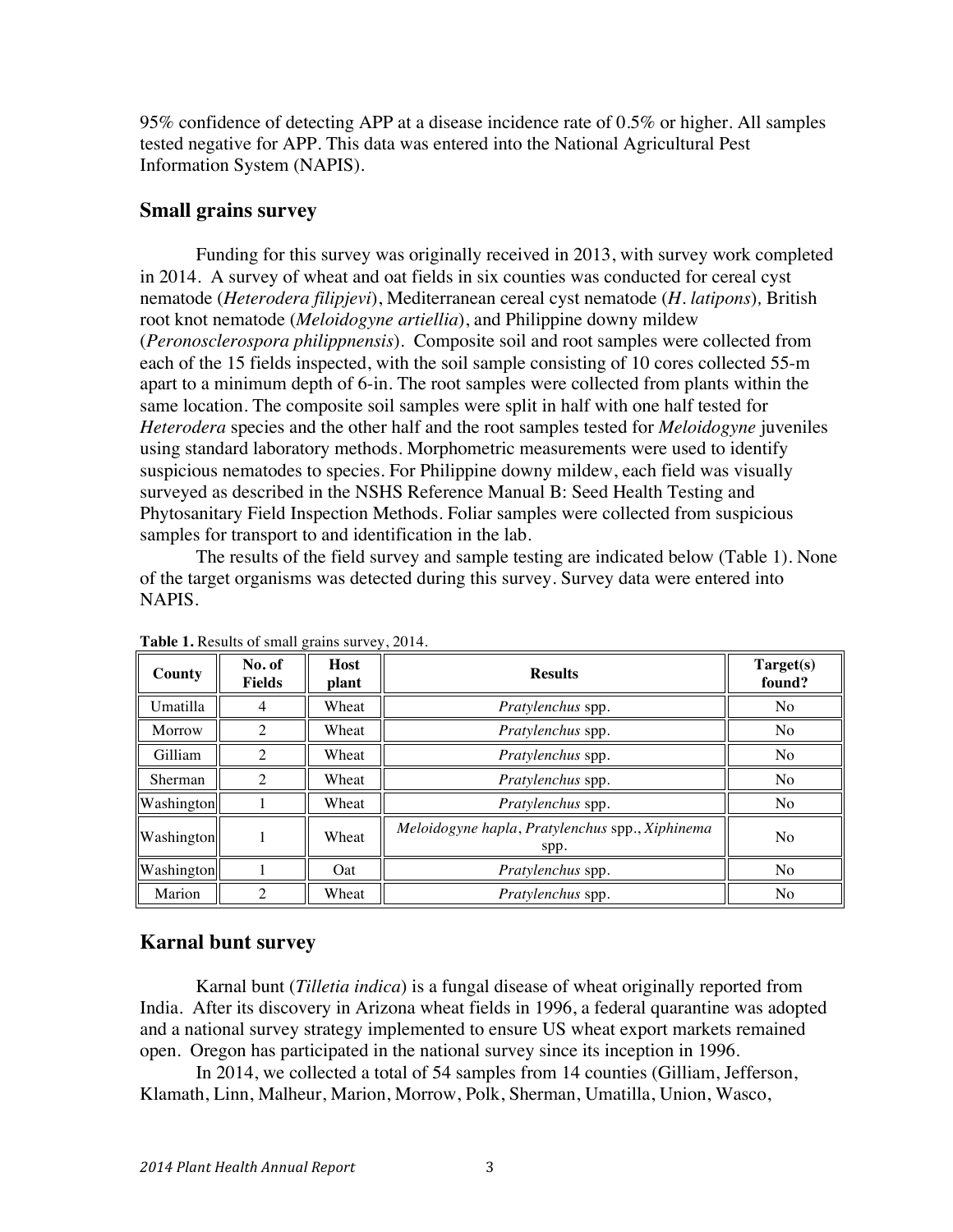95% confidence of detecting APP at a disease incidence rate of 0.5% or higher. All samples tested negative for APP. This data was entered into the National Agricultural Pest Information System (NAPIS).

## Small grains survey

Funding for this survey was originally received in 2013, with survey work completed in 2014. A survey of wheat and oat fields in six counties was conducted for cereal cyst nematode (*Heterodera filipjevi*), Mediterranean cereal cyst nematode (*H. latipons*), British root knot nematode (*Meloidogyne artiellia*), and Philippine downy mildew (*Peronosclerospora philippnensis*). Composite soil and root samples were collected from each of the 15 fields inspected, with the soil sample consisting of 10 cores collected 55-m apart to a minimum depth of 6-in. The root samples were collected from plants within the same location. The composite soil samples were split in half with one half tested for *Heterodera* species and the other half and the root samples tested for *Meloidogyne* juveniles using standard laboratory methods. Morphometric measurements were used to identify suspicious nematodes to species. For Philippine downy mildew, each field was visually surveyed as described in the NSHS Reference Manual B: Seed Health Testing and Phytosanitary Field Inspection Methods. Foliar samples were collected from suspicious samples for transport to and identification in the lab.

The results of the field survey and sample testing are indicated below (Table 1). None of the target organisms was detected during this survey. Survey data were entered into NAPIS.

**Table 1.** Results of small grains survey, 2014.

| County | No. of Fields | Host plant | Results | Target(s) found? |
|---|---|---|---|---|
| Umatilla | 4 | Wheat | *Pratylenchus* spp. | No |
| Morrow | 2 | Wheat | *Pratylenchus* spp. | No |
| Gilliam | 2 | Wheat | *Pratylenchus* spp. | No |
| Sherman | 2 | Wheat | *Pratylenchus* spp. | No |
| Washington | 1 | Wheat | *Pratylenchus* spp. | No |
| Washington | 1 | Wheat | *Meloidogyne hapla*, *Pratylenchus* spp., *Xiphinema* spp. | No |
| Washington | 1 | Oat | *Pratylenchus* spp. | No |
| Marion | 2 | Wheat | *Pratylenchus* spp. | No |

## Karnal bunt survey

Karnal bunt (*Tilletia indica*) is a fungal disease of wheat originally reported from India. After its discovery in Arizona wheat fields in 1996, a federal quarantine was adopted and a national survey strategy implemented to ensure US wheat export markets remained open. Oregon has participated in the national survey since its inception in 1996.

In 2014, we collected a total of 54 samples from 14 counties (Gilliam, Jefferson, Klamath, Linn, Malheur, Marion, Morrow, Polk, Sherman, Umatilla, Union, Wasco,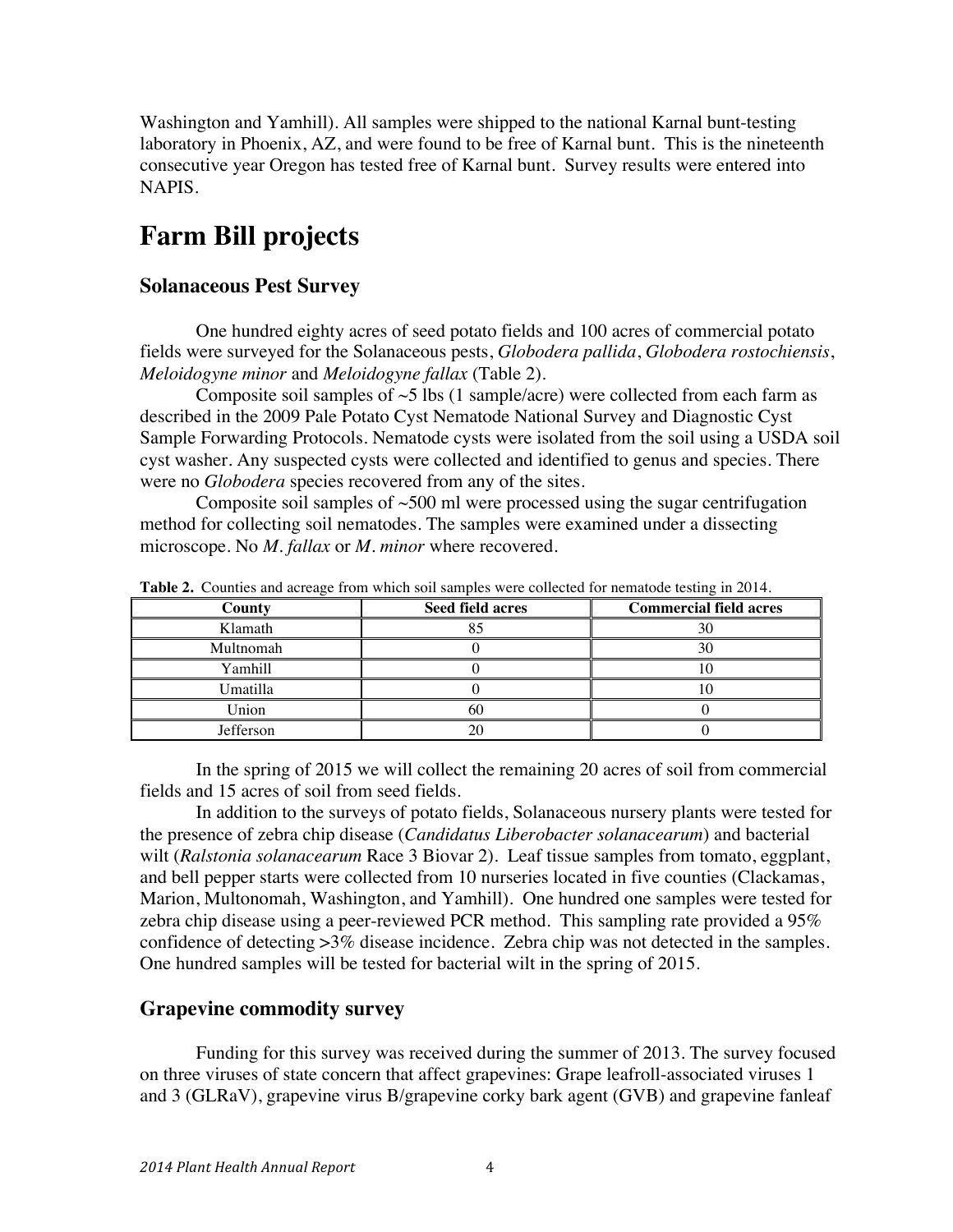Washington and Yamhill). All samples were shipped to the national Karnal bunt-testing laboratory in Phoenix, AZ, and were found to be free of Karnal bunt. This is the nineteenth consecutive year Oregon has tested free of Karnal bunt. Survey results were entered into NAPIS.

# Farm Bill projects

## Solanaceous Pest Survey

One hundred eighty acres of seed potato fields and 100 acres of commercial potato fields were surveyed for the Solanaceous pests, *Globodera pallida*, *Globodera rostochiensis*, *Meloidogyne minor* and *Meloidogyne fallax* (Table 2).

Composite soil samples of ~5 lbs (1 sample/acre) were collected from each farm as described in the 2009 Pale Potato Cyst Nematode National Survey and Diagnostic Cyst Sample Forwarding Protocols. Nematode cysts were isolated from the soil using a USDA soil cyst washer. Any suspected cysts were collected and identified to genus and species. There were no *Globodera* species recovered from any of the sites.

Composite soil samples of ~500 ml were processed using the sugar centrifugation method for collecting soil nematodes. The samples were examined under a dissecting microscope. No *M. fallax* or *M. minor* where recovered.

**Table 2.** Counties and acreage from which soil samples were collected for nematode testing in 2014.

| County | Seed field acres | Commercial field acres |
|---|---|---|
| Klamath | 85 | 30 |
| Multnomah | 0 | 30 |
| Yamhill | 0 | 10 |
| Umatilla | 0 | 10 |
| Union | 60 | 0 |
| Jefferson | 20 | 0 |

In the spring of 2015 we will collect the remaining 20 acres of soil from commercial fields and 15 acres of soil from seed fields.

In addition to the surveys of potato fields, Solanaceous nursery plants were tested for the presence of zebra chip disease (*Candidatus Liberobacter solanacearum*) and bacterial wilt (*Ralstonia solanacearum* Race 3 Biovar 2). Leaf tissue samples from tomato, eggplant, and bell pepper starts were collected from 10 nurseries located in five counties (Clackamas, Marion, Multonomah, Washington, and Yamhill). One hundred one samples were tested for zebra chip disease using a peer-reviewed PCR method. This sampling rate provided a 95% confidence of detecting >3% disease incidence. Zebra chip was not detected in the samples. One hundred samples will be tested for bacterial wilt in the spring of 2015.

## Grapevine commodity survey

Funding for this survey was received during the summer of 2013. The survey focused on three viruses of state concern that affect grapevines: Grape leafroll-associated viruses 1 and 3 (GLRaV), grapevine virus B/grapevine corky bark agent (GVB) and grapevine fanleaf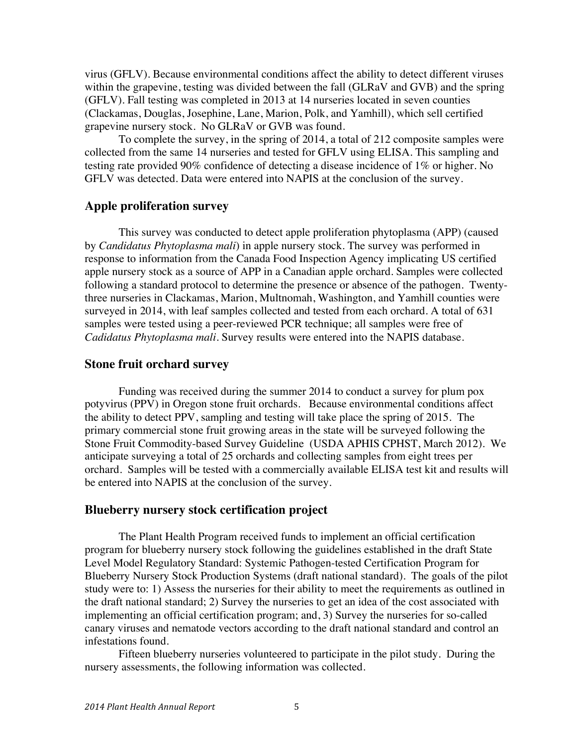virus (GFLV). Because environmental conditions affect the ability to detect different viruses within the grapevine, testing was divided between the fall (GLRaV and GVB) and the spring (GFLV). Fall testing was completed in 2013 at 14 nurseries located in seven counties (Clackamas, Douglas, Josephine, Lane, Marion, Polk, and Yamhill), which sell certified grapevine nursery stock. No GLRaV or GVB was found.

To complete the survey, in the spring of 2014, a total of 212 composite samples were collected from the same 14 nurseries and tested for GFLV using ELISA. This sampling and testing rate provided 90% confidence of detecting a disease incidence of 1% or higher. No GFLV was detected. Data were entered into NAPIS at the conclusion of the survey.

## Apple proliferation survey

This survey was conducted to detect apple proliferation phytoplasma (APP) (caused by *Candidatus Phytoplasma mali*) in apple nursery stock. The survey was performed in response to information from the Canada Food Inspection Agency implicating US certified apple nursery stock as a source of APP in a Canadian apple orchard. Samples were collected following a standard protocol to determine the presence or absence of the pathogen. Twenty-three nurseries in Clackamas, Marion, Multnomah, Washington, and Yamhill counties were surveyed in 2014, with leaf samples collected and tested from each orchard. A total of 631 samples were tested using a peer-reviewed PCR technique; all samples were free of *Cadidatus Phytoplasma mali*. Survey results were entered into the NAPIS database.

## Stone fruit orchard survey

Funding was received during the summer 2014 to conduct a survey for plum pox potyvirus (PPV) in Oregon stone fruit orchards. Because environmental conditions affect the ability to detect PPV, sampling and testing will take place the spring of 2015. The primary commercial stone fruit growing areas in the state will be surveyed following the Stone Fruit Commodity-based Survey Guideline (USDA APHIS CPHST, March 2012). We anticipate surveying a total of 25 orchards and collecting samples from eight trees per orchard. Samples will be tested with a commercially available ELISA test kit and results will be entered into NAPIS at the conclusion of the survey.

## Blueberry nursery stock certification project

The Plant Health Program received funds to implement an official certification program for blueberry nursery stock following the guidelines established in the draft State Level Model Regulatory Standard: Systemic Pathogen-tested Certification Program for Blueberry Nursery Stock Production Systems (draft national standard). The goals of the pilot study were to: 1) Assess the nurseries for their ability to meet the requirements as outlined in the draft national standard; 2) Survey the nurseries to get an idea of the cost associated with implementing an official certification program; and, 3) Survey the nurseries for so-called canary viruses and nematode vectors according to the draft national standard and control an infestations found.

Fifteen blueberry nurseries volunteered to participate in the pilot study. During the nursery assessments, the following information was collected.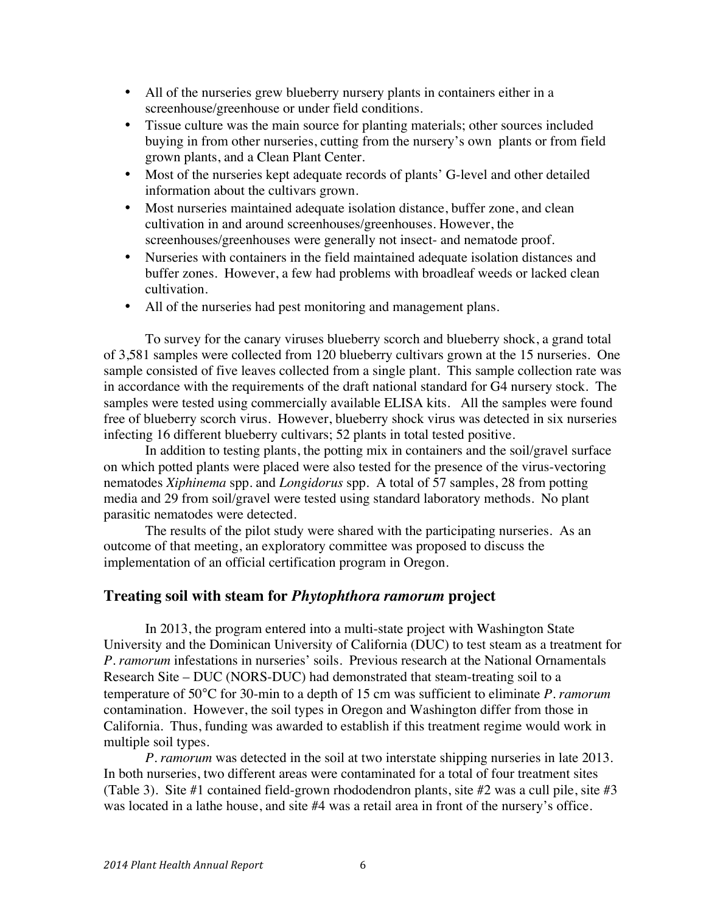- All of the nurseries grew blueberry nursery plants in containers either in a screenhouse/greenhouse or under field conditions.
- Tissue culture was the main source for planting materials; other sources included buying in from other nurseries, cutting from the nursery's own plants or from field grown plants, and a Clean Plant Center.
- Most of the nurseries kept adequate records of plants' G-level and other detailed information about the cultivars grown.
- Most nurseries maintained adequate isolation distance, buffer zone, and clean cultivation in and around screenhouses/greenhouses. However, the screenhouses/greenhouses were generally not insect- and nematode proof.
- Nurseries with containers in the field maintained adequate isolation distances and buffer zones. However, a few had problems with broadleaf weeds or lacked clean cultivation.
- All of the nurseries had pest monitoring and management plans.

To survey for the canary viruses blueberry scorch and blueberry shock, a grand total of 3,581 samples were collected from 120 blueberry cultivars grown at the 15 nurseries. One sample consisted of five leaves collected from a single plant. This sample collection rate was in accordance with the requirements of the draft national standard for G4 nursery stock. The samples were tested using commercially available ELISA kits. All the samples were found free of blueberry scorch virus. However, blueberry shock virus was detected in six nurseries infecting 16 different blueberry cultivars; 52 plants in total tested positive.

In addition to testing plants, the potting mix in containers and the soil/gravel surface on which potted plants were placed were also tested for the presence of the virus-vectoring nematodes *Xiphinema* spp. and *Longidorus* spp. A total of 57 samples, 28 from potting media and 29 from soil/gravel were tested using standard laboratory methods. No plant parasitic nematodes were detected.

The results of the pilot study were shared with the participating nurseries. As an outcome of that meeting, an exploratory committee was proposed to discuss the implementation of an official certification program in Oregon.

## Treating soil with steam for *Phytophthora ramorum* project

In 2013, the program entered into a multi-state project with Washington State University and the Dominican University of California (DUC) to test steam as a treatment for *P. ramorum* infestations in nurseries' soils. Previous research at the National Ornamentals Research Site – DUC (NORS-DUC) had demonstrated that steam-treating soil to a temperature of 50°C for 30-min to a depth of 15 cm was sufficient to eliminate *P. ramorum* contamination. However, the soil types in Oregon and Washington differ from those in California. Thus, funding was awarded to establish if this treatment regime would work in multiple soil types.

*P. ramorum* was detected in the soil at two interstate shipping nurseries in late 2013. In both nurseries, two different areas were contaminated for a total of four treatment sites (Table 3). Site #1 contained field-grown rhododendron plants, site #2 was a cull pile, site #3 was located in a lathe house, and site #4 was a retail area in front of the nursery's office.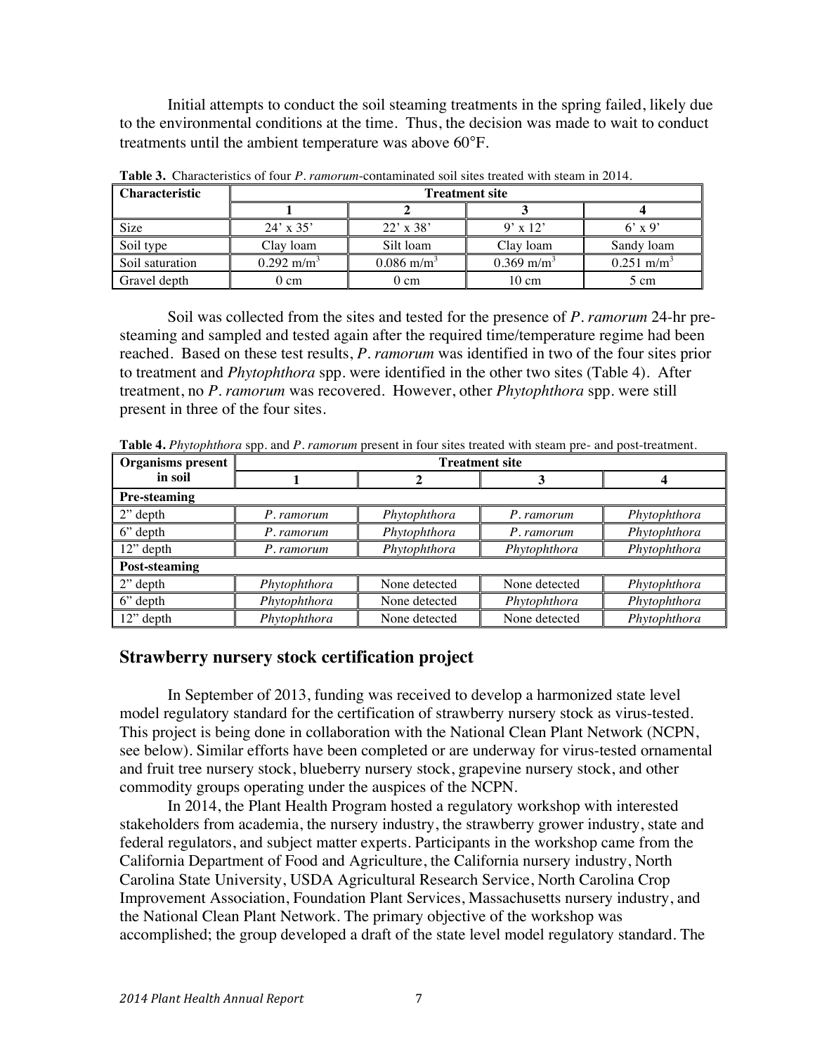Initial attempts to conduct the soil steaming treatments in the spring failed, likely due to the environmental conditions at the time. Thus, the decision was made to wait to conduct treatments until the ambient temperature was above 60°F.

**Table 3.** Characteristics of four *P. ramorum*-contaminated soil sites treated with steam in 2014.

| Characteristic | Treatment site | | | |
|---|---|---|---|---|
| | **1** | **2** | **3** | **4** |
| Size | 24' x 35' | 22' x 38' | 9' x 12' | 6' x 9' |
| Soil type | Clay loam | Silt loam | Clay loam | Sandy loam |
| Soil saturation | 0.292 $m/m^3$ | 0.086 $m/m^3$ | 0.369 $m/m^3$ | 0.251 $m/m^3$ |
| Gravel depth | 0 cm | 0 cm | 10 cm | 5 cm |

Soil was collected from the sites and tested for the presence of *P. ramorum* 24-hr pre-steaming and sampled and tested again after the required time/temperature regime had been reached. Based on these test results, *P. ramorum* was identified in two of the four sites prior to treatment and *Phytophthora* spp. were identified in the other two sites (Table 4). After treatment, no *P. ramorum* was recovered. However, other *Phytophthora* spp. were still present in three of the four sites.

**Table 4.** *Phytophthora* spp. and *P. ramorum* present in four sites treated with steam pre- and post-treatment.

| Organisms present in soil | Treatment site | | | |
|---|---|---|---|---|
| | **1** | **2** | **3** | **4** |
| **Pre-steaming** | | | | |
| 2" depth | *P. ramorum* | *Phytophthora* | *P. ramorum* | *Phytophthora* |
| 6" depth | *P. ramorum* | *Phytophthora* | *P. ramorum* | *Phytophthora* |
| 12" depth | *P. ramorum* | *Phytophthora* | *Phytophthora* | *Phytophthora* |
| **Post-steaming** | | | | |
| 2" depth | *Phytophthora* | None detected | None detected | *Phytophthora* |
| 6" depth | *Phytophthora* | None detected | *Phytophthora* | *Phytophthora* |
| 12" depth | *Phytophthora* | None detected | None detected | *Phytophthora* |

## Strawberry nursery stock certification project

In September of 2013, funding was received to develop a harmonized state level model regulatory standard for the certification of strawberry nursery stock as virus-tested. This project is being done in collaboration with the National Clean Plant Network (NCPN, see below). Similar efforts have been completed or are underway for virus-tested ornamental and fruit tree nursery stock, blueberry nursery stock, grapevine nursery stock, and other commodity groups operating under the auspices of the NCPN.

In 2014, the Plant Health Program hosted a regulatory workshop with interested stakeholders from academia, the nursery industry, the strawberry grower industry, state and federal regulators, and subject matter experts. Participants in the workshop came from the California Department of Food and Agriculture, the California nursery industry, North Carolina State University, USDA Agricultural Research Service, North Carolina Crop Improvement Association, Foundation Plant Services, Massachusetts nursery industry, and the National Clean Plant Network. The primary objective of the workshop was accomplished; the group developed a draft of the state level model regulatory standard. The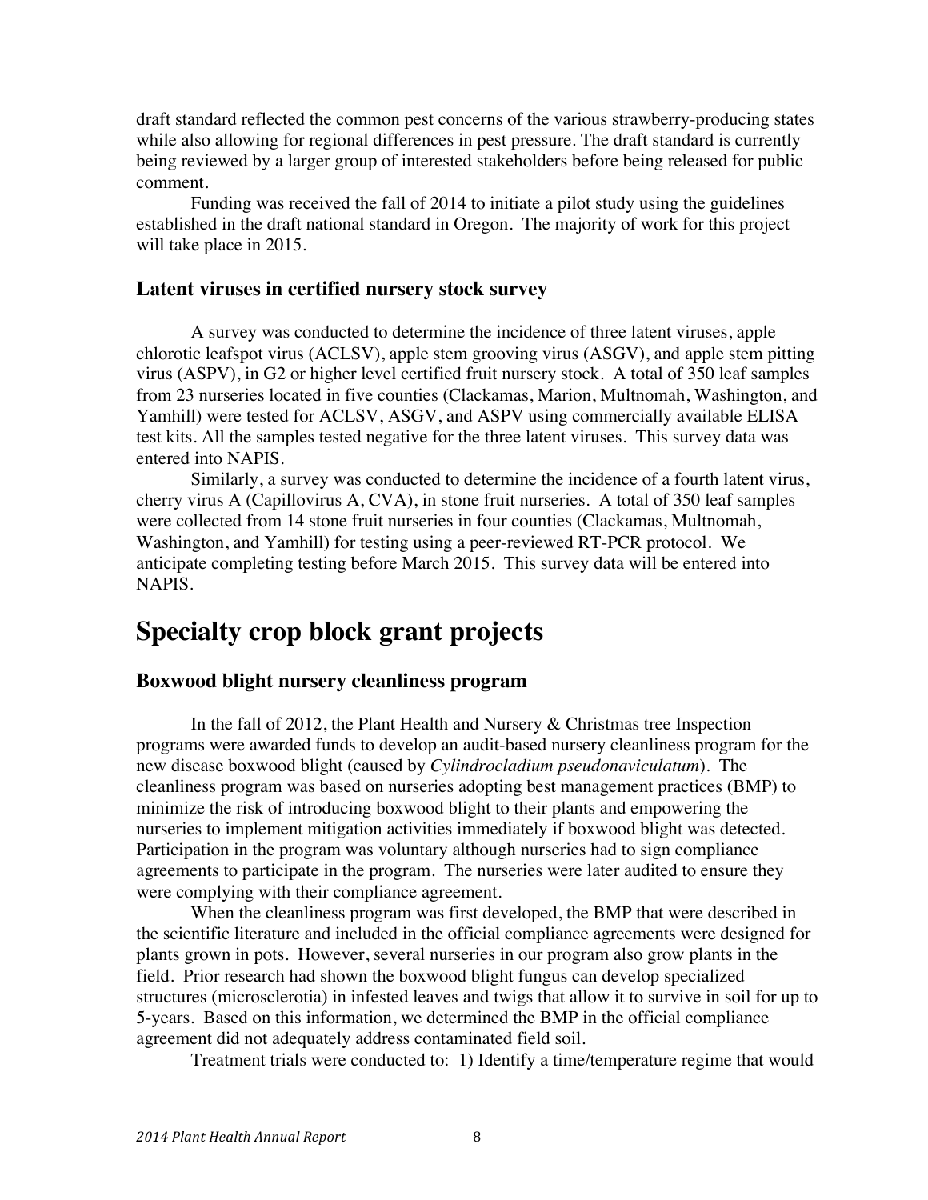draft standard reflected the common pest concerns of the various strawberry-producing states while also allowing for regional differences in pest pressure. The draft standard is currently being reviewed by a larger group of interested stakeholders before being released for public comment.

Funding was received the fall of 2014 to initiate a pilot study using the guidelines established in the draft national standard in Oregon. The majority of work for this project will take place in 2015.

### Latent viruses in certified nursery stock survey

A survey was conducted to determine the incidence of three latent viruses, apple chlorotic leafspot virus (ACLSV), apple stem grooving virus (ASGV), and apple stem pitting virus (ASPV), in G2 or higher level certified fruit nursery stock. A total of 350 leaf samples from 23 nurseries located in five counties (Clackamas, Marion, Multnomah, Washington, and Yamhill) were tested for ACLSV, ASGV, and ASPV using commercially available ELISA test kits. All the samples tested negative for the three latent viruses. This survey data was entered into NAPIS.

Similarly, a survey was conducted to determine the incidence of a fourth latent virus, cherry virus A (Capillovirus A, CVA), in stone fruit nurseries. A total of 350 leaf samples were collected from 14 stone fruit nurseries in four counties (Clackamas, Multnomah, Washington, and Yamhill) for testing using a peer-reviewed RT-PCR protocol. We anticipate completing testing before March 2015. This survey data will be entered into NAPIS.

## Specialty crop block grant projects

### Boxwood blight nursery cleanliness program

In the fall of 2012, the Plant Health and Nursery & Christmas tree Inspection programs were awarded funds to develop an audit-based nursery cleanliness program for the new disease boxwood blight (caused by *Cylindrocladium pseudonaviculatum*). The cleanliness program was based on nurseries adopting best management practices (BMP) to minimize the risk of introducing boxwood blight to their plants and empowering the nurseries to implement mitigation activities immediately if boxwood blight was detected. Participation in the program was voluntary although nurseries had to sign compliance agreements to participate in the program. The nurseries were later audited to ensure they were complying with their compliance agreement.

When the cleanliness program was first developed, the BMP that were described in the scientific literature and included in the official compliance agreements were designed for plants grown in pots. However, several nurseries in our program also grow plants in the field. Prior research had shown the boxwood blight fungus can develop specialized structures (microsclerotia) in infested leaves and twigs that allow it to survive in soil for up to 5-years. Based on this information, we determined the BMP in the official compliance agreement did not adequately address contaminated field soil.

Treatment trials were conducted to: 1) Identify a time/temperature regime that would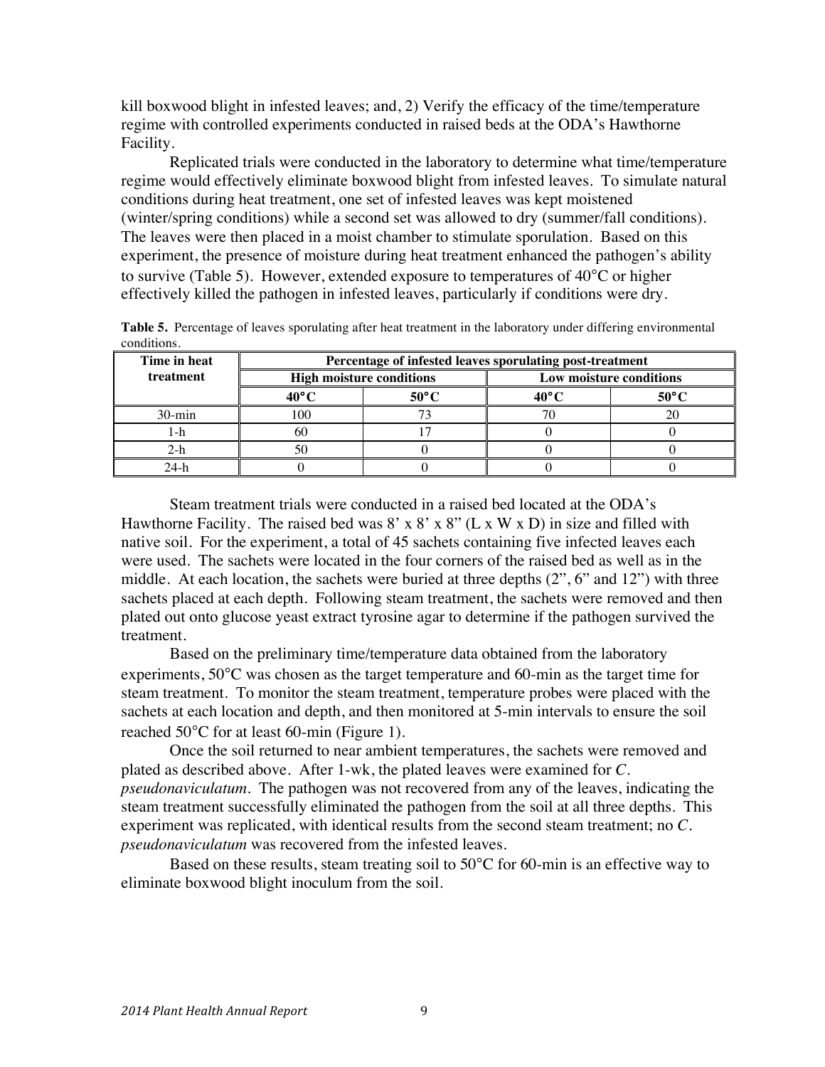kill boxwood blight in infested leaves; and, 2) Verify the efficacy of the time/temperature regime with controlled experiments conducted in raised beds at the ODA's Hawthorne Facility.

Replicated trials were conducted in the laboratory to determine what time/temperature regime would effectively eliminate boxwood blight from infested leaves. To simulate natural conditions during heat treatment, one set of infested leaves was kept moistened (winter/spring conditions) while a second set was allowed to dry (summer/fall conditions). The leaves were then placed in a moist chamber to stimulate sporulation. Based on this experiment, the presence of moisture during heat treatment enhanced the pathogen's ability to survive (Table 5). However, extended exposure to temperatures of 40°C or higher effectively killed the pathogen in infested leaves, particularly if conditions were dry.

**Table 5.** Percentage of leaves sporulating after heat treatment in the laboratory under differing environmental conditions.

| Time in heat treatment | Percentage of infested leaves sporulating post-treatment | | | |
|---|---|---|---|---|
| | High moisture conditions | | Low moisture conditions | |
| | 40°C | 50°C | 40°C | 50°C |
| 30-min | 100 | 73 | 70 | 20 |
| 1-h | 60 | 17 | 0 | 0 |
| 2-h | 50 | 0 | 0 | 0 |
| 24-h | 0 | 0 | 0 | 0 |

Steam treatment trials were conducted in a raised bed located at the ODA's Hawthorne Facility. The raised bed was 8' x 8' x 8" (L x W x D) in size and filled with native soil. For the experiment, a total of 45 sachets containing five infected leaves each were used. The sachets were located in the four corners of the raised bed as well as in the middle. At each location, the sachets were buried at three depths (2", 6" and 12") with three sachets placed at each depth. Following steam treatment, the sachets were removed and then plated out onto glucose yeast extract tyrosine agar to determine if the pathogen survived the treatment.

Based on the preliminary time/temperature data obtained from the laboratory experiments, 50°C was chosen as the target temperature and 60-min as the target time for steam treatment. To monitor the steam treatment, temperature probes were placed with the sachets at each location and depth, and then monitored at 5-min intervals to ensure the soil reached 50°C for at least 60-min (Figure 1).

Once the soil returned to near ambient temperatures, the sachets were removed and plated as described above. After 1-wk, the plated leaves were examined for *C. pseudonaviculatum*. The pathogen was not recovered from any of the leaves, indicating the steam treatment successfully eliminated the pathogen from the soil at all three depths. This experiment was replicated, with identical results from the second steam treatment; no *C. pseudonaviculatum* was recovered from the infested leaves.

Based on these results, steam treating soil to 50°C for 60-min is an effective way to eliminate boxwood blight inoculum from the soil.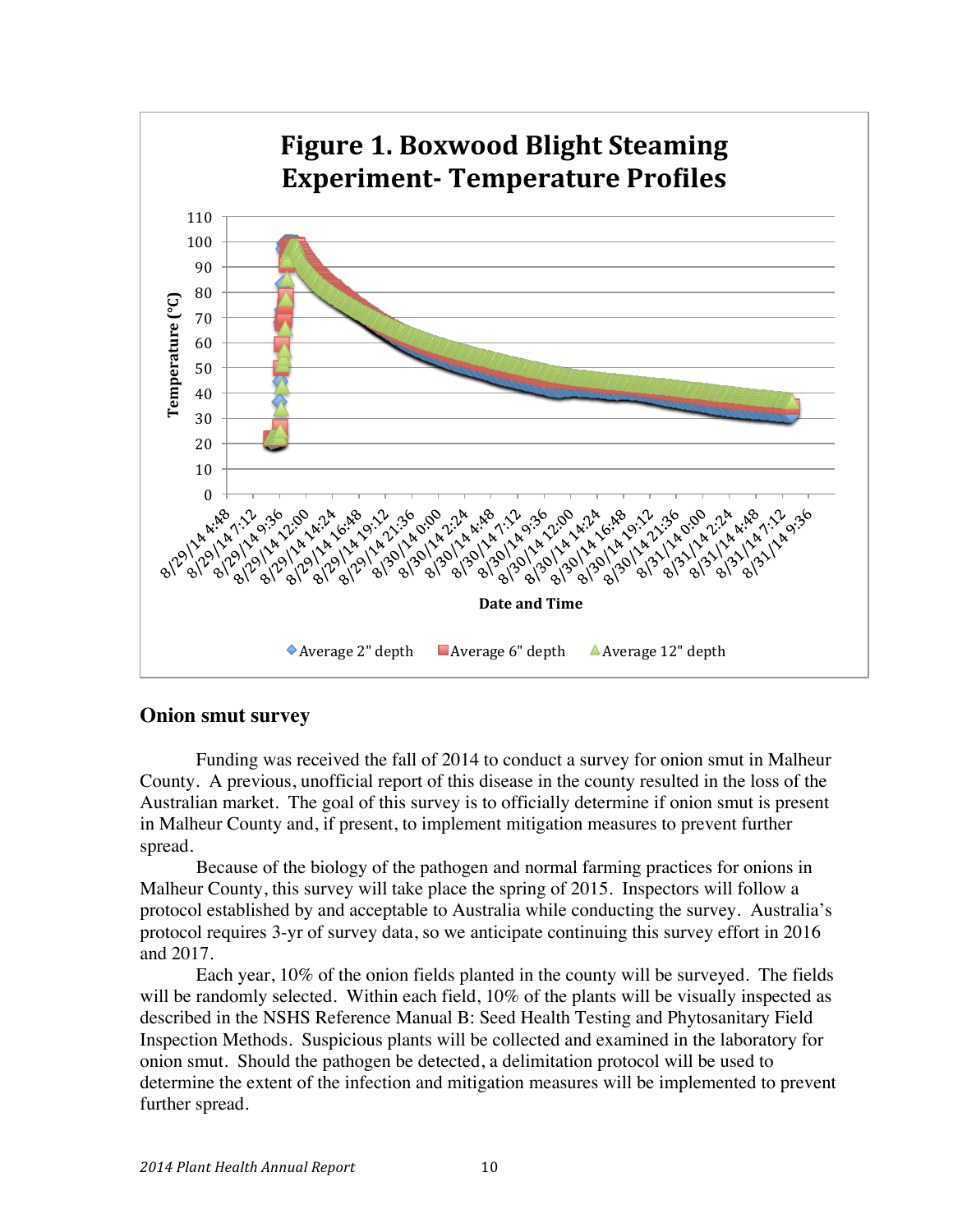**Figure 1. Boxwood Blight Steaming Experiment- Temperature Profiles**

## Onion smut survey

Funding was received the fall of 2014 to conduct a survey for onion smut in Malheur County. A previous, unofficial report of this disease in the county resulted in the loss of the Australian market. The goal of this survey is to officially determine if onion smut is present in Malheur County and, if present, to implement mitigation measures to prevent further spread.

Because of the biology of the pathogen and normal farming practices for onions in Malheur County, this survey will take place the spring of 2015. Inspectors will follow a protocol established by and acceptable to Australia while conducting the survey. Australia's protocol requires 3-yr of survey data, so we anticipate continuing this survey effort in 2016 and 2017.

Each year, 10% of the onion fields planted in the county will be surveyed. The fields will be randomly selected. Within each field, 10% of the plants will be visually inspected as described in the NSHS Reference Manual B: Seed Health Testing and Phytosanitary Field Inspection Methods. Suspicious plants will be collected and examined in the laboratory for onion smut. Should the pathogen be detected, a delimitation protocol will be used to determine the extent of the infection and mitigation measures will be implemented to prevent further spread.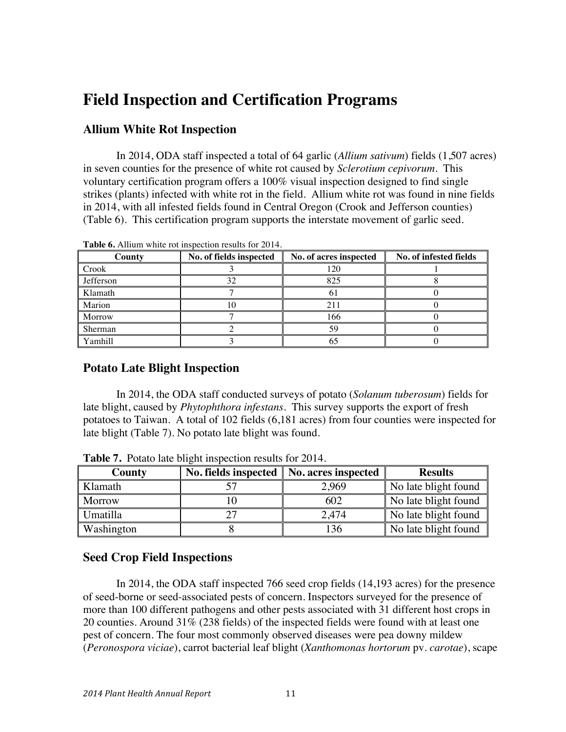# Field Inspection and Certification Programs

## Allium White Rot Inspection

In 2014, ODA staff inspected a total of 64 garlic (*Allium sativum*) fields (1,507 acres) in seven counties for the presence of white rot caused by *Sclerotium cepivorum*. This voluntary certification program offers a 100% visual inspection designed to find single strikes (plants) infected with white rot in the field. Allium white rot was found in nine fields in 2014, with all infested fields found in Central Oregon (Crook and Jefferson counties) (Table 6). This certification program supports the interstate movement of garlic seed.

**Table 6.** Allium white rot inspection results for 2014.

| County | No. of fields inspected | No. of acres inspected | No. of infested fields |
|---|---|---|---|
| Crook | 3 | 120 | 1 |
| Jefferson | 32 | 825 | 8 |
| Klamath | 7 | 61 | 0 |
| Marion | 10 | 211 | 0 |
| Morrow | 7 | 166 | 0 |
| Sherman | 2 | 59 | 0 |
| Yamhill | 3 | 65 | 0 |

## Potato Late Blight Inspection

In 2014, the ODA staff conducted surveys of potato (*Solanum tuberosum*) fields for late blight, caused by *Phytophthora infestans*. This survey supports the export of fresh potatoes to Taiwan. A total of 102 fields (6,181 acres) from four counties were inspected for late blight (Table 7). No potato late blight was found.

**Table 7.** Potato late blight inspection results for 2014.

| County | No. fields inspected | No. acres inspected | Results |
|---|---|---|---|
| Klamath | 57 | 2,969 | No late blight found |
| Morrow | 10 | 602 | No late blight found |
| Umatilla | 27 | 2,474 | No late blight found |
| Washington | 8 | 136 | No late blight found |

## Seed Crop Field Inspections

In 2014, the ODA staff inspected 766 seed crop fields (14,193 acres) for the presence of seed-borne or seed-associated pests of concern. Inspectors surveyed for the presence of more than 100 different pathogens and other pests associated with 31 different host crops in 20 counties. Around 31% (238 fields) of the inspected fields were found with at least one pest of concern. The four most commonly observed diseases were pea downy mildew (*Peronospora viciae*), carrot bacterial leaf blight (*Xanthomonas hortorum* pv. *carotae*), scape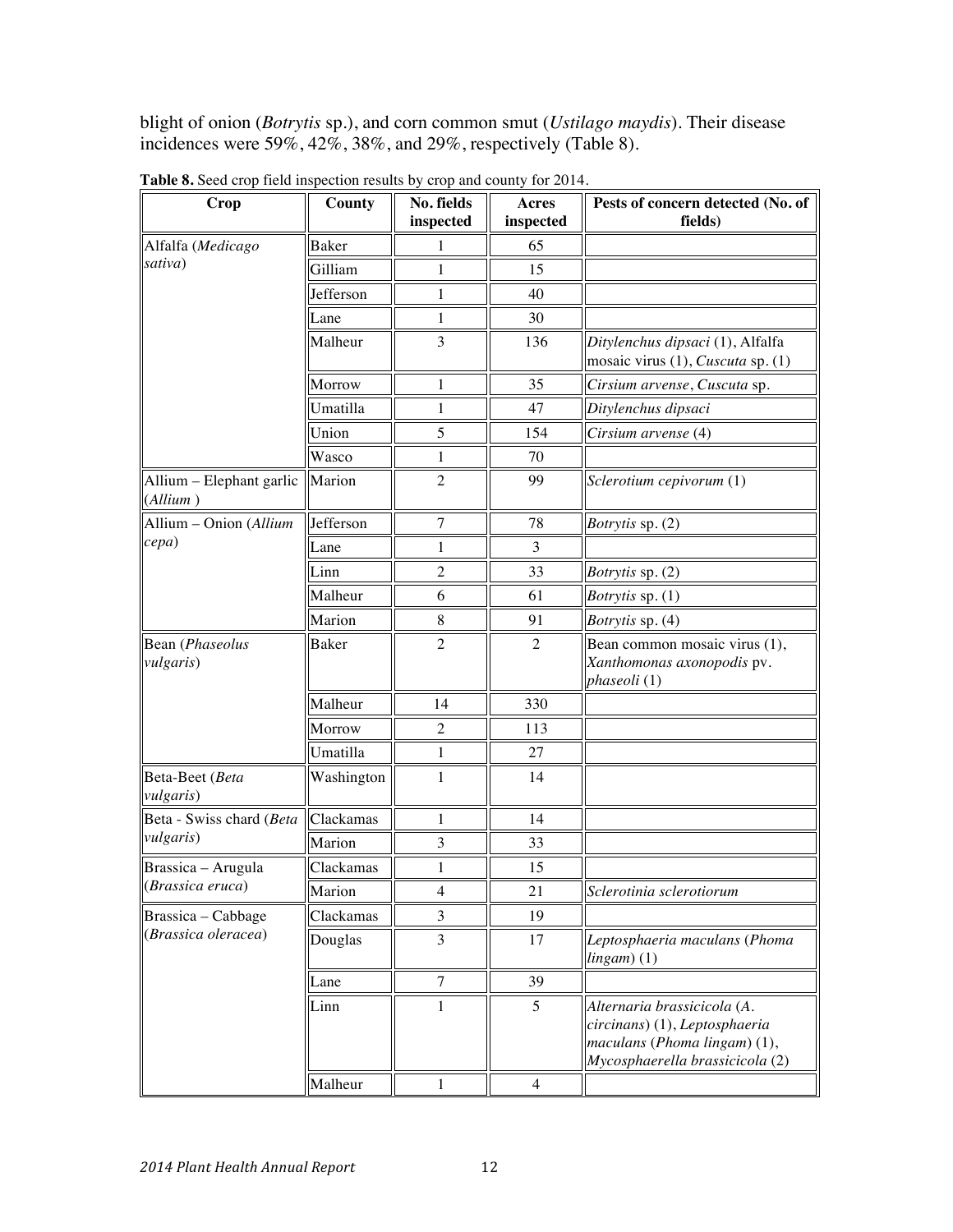blight of onion (*Botrytis* sp.), and corn common smut (*Ustilago maydis*). Their disease incidences were 59%, 42%, 38%, and 29%, respectively (Table 8).

**Table 8.** Seed crop field inspection results by crop and county for 2014.

| Crop | County | No. fields inspected | Acres inspected | Pests of concern detected (No. of fields) |
|---|---|---|---|---|
| Alfalfa (*Medicago sativa*) | Baker | 1 | 65 | |
| | Gilliam | 1 | 15 | |
| | Jefferson | 1 | 40 | |
| | Lane | 1 | 30 | |
| | Malheur | 3 | 136 | *Ditylenchus dipsaci* (1), Alfalfa mosaic virus (1), *Cuscuta* sp. (1) |
| | Morrow | 1 | 35 | *Cirsium arvense*, *Cuscuta* sp. |
| | Umatilla | 1 | 47 | *Ditylenchus dipsaci* |
| | Union | 5 | 154 | *Cirsium arvense* (4) |
| | Wasco | 1 | 70 | |
| Allium – Elephant garlic (*Allium* ) | Marion | 2 | 99 | *Sclerotium cepivorum* (1) |
| Allium – Onion (*Allium cepa*) | Jefferson | 7 | 78 | *Botrytis* sp. (2) |
| | Lane | 1 | 3 | |
| | Linn | 2 | 33 | *Botrytis* sp. (2) |
| | Malheur | 6 | 61 | *Botrytis* sp. (1) |
| | Marion | 8 | 91 | *Botrytis* sp. (4) |
| Bean (*Phaseolus vulgaris*) | Baker | 2 | 2 | Bean common mosaic virus (1), *Xanthomonas axonopodis* pv. *phaseoli* (1) |
| | Malheur | 14 | 330 | |
| | Morrow | 2 | 113 | |
| | Umatilla | 1 | 27 | |
| Beta-Beet (*Beta vulgaris*) | Washington | 1 | 14 | |
| Beta - Swiss chard (*Beta vulgaris*) | Clackamas | 1 | 14 | |
| | Marion | 3 | 33 | |
| Brassica – Arugula (*Brassica eruca*) | Clackamas | 1 | 15 | |
| | Marion | 4 | 21 | *Sclerotinia sclerotiorum* |
| Brassica – Cabbage (*Brassica oleracea*) | Clackamas | 3 | 19 | |
| | Douglas | 3 | 17 | *Leptosphaeria maculans* (*Phoma lingam*) (1) |
| | Lane | 7 | 39 | |
| | Linn | 1 | 5 | *Alternaria brassicicola* (*A. circinans*) (1), *Leptosphaeria maculans* (*Phoma lingam*) (1), *Mycosphaerella brassicicola* (2) |
| | Malheur | 1 | 4 | |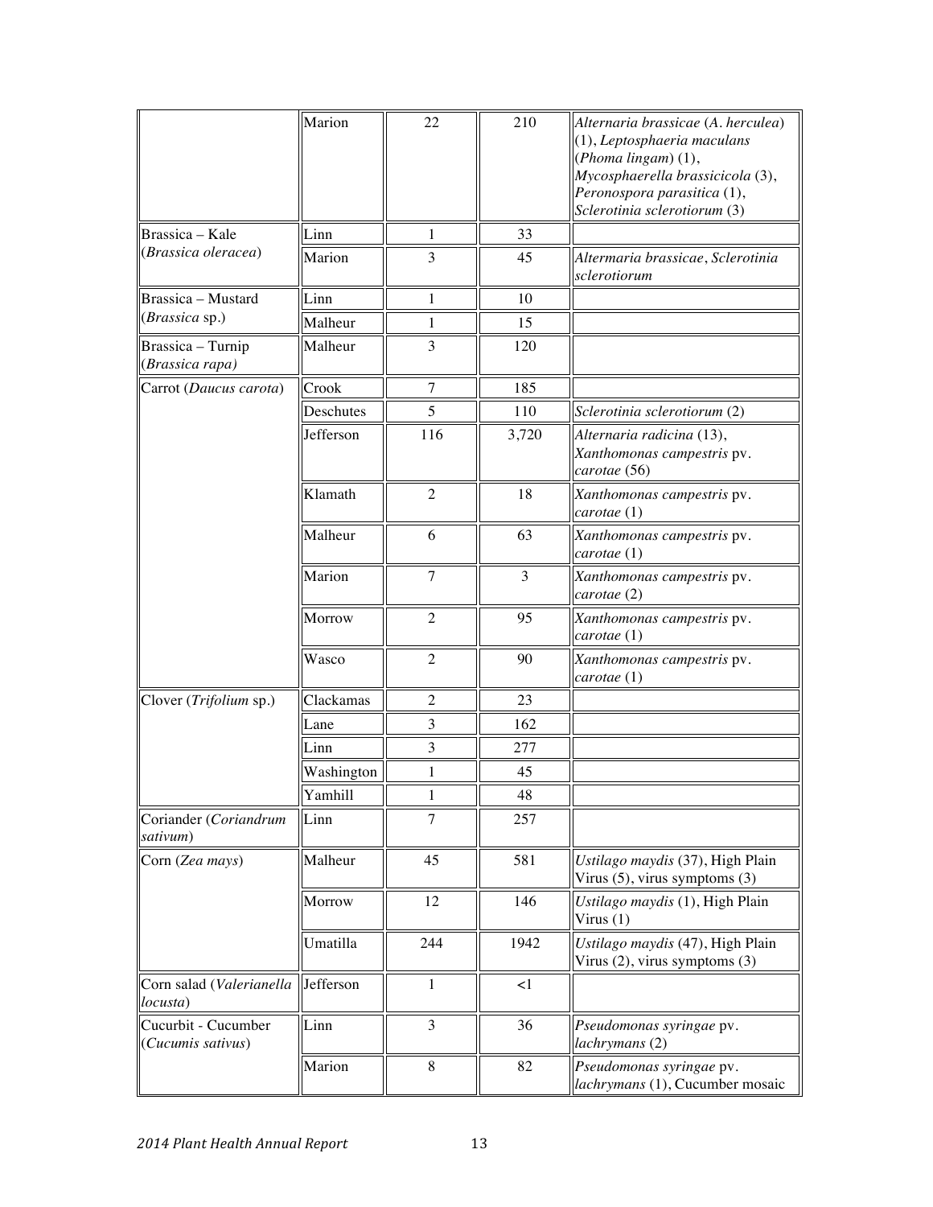| | Marion | 22 | 210 | *Alternaria brassicae* (*A. herculea*) (1), *Leptosphaeria maculans* (*Phoma lingam*) (1), *Mycosphaerella brassicicola* (3), *Peronospora parasitica* (1), *Sclerotinia sclerotiorum* (3) |
|---|---|---|---|---|
| Brassica – Kale (*Brassica oleracea*) | Linn | 1 | 33 | |
| | Marion | 3 | 45 | *Altermaria brassicae*, *Sclerotinia sclerotiorum* |
| Brassica – Mustard (*Brassica* sp.) | Linn | 1 | 10 | |
| | Malheur | 1 | 15 | |
| Brassica – Turnip (*Brassica rapa)* | Malheur | 3 | 120 | |
| Carrot (*Daucus carota*) | Crook | 7 | 185 | |
| | Deschutes | 5 | 110 | *Sclerotinia sclerotiorum* (2) |
| | Jefferson | 116 | 3,720 | *Alternaria radicina* (13), *Xanthomonas campestris* pv. *carotae* (56) |
| | Klamath | 2 | 18 | *Xanthomonas campestris* pv. *carotae* (1) |
| | Malheur | 6 | 63 | *Xanthomonas campestris* pv. *carotae* (1) |
| | Marion | 7 | 3 | *Xanthomonas campestris* pv. *carotae* (2) |
| | Morrow | 2 | 95 | *Xanthomonas campestris* pv. *carotae* (1) |
| | Wasco | 2 | 90 | *Xanthomonas campestris* pv. *carotae* (1) |
| Clover (*Trifolium* sp.) | Clackamas | 2 | 23 | |
| | Lane | 3 | 162 | |
| | Linn | 3 | 277 | |
| | Washington | 1 | 45 | |
| | Yamhill | 1 | 48 | |
| Coriander (*Coriandrum sativum*) | Linn | 7 | 257 | |
| Corn (*Zea mays*) | Malheur | 45 | 581 | *Ustilago maydis* (37), High Plain Virus (5), virus symptoms (3) |
| | Morrow | 12 | 146 | *Ustilago maydis* (1), High Plain Virus (1) |
| | Umatilla | 244 | 1942 | *Ustilago maydis* (47), High Plain Virus (2), virus symptoms (3) |
| Corn salad (*Valerianella locusta*) | Jefferson | 1 | <1 | |
| Cucurbit - Cucumber (*Cucumis sativus*) | Linn | 3 | 36 | *Pseudomonas syringae* pv. *lachrymans* (2) |
| | Marion | 8 | 82 | *Pseudomonas syringae* pv. *lachrymans* (1), Cucumber mosaic |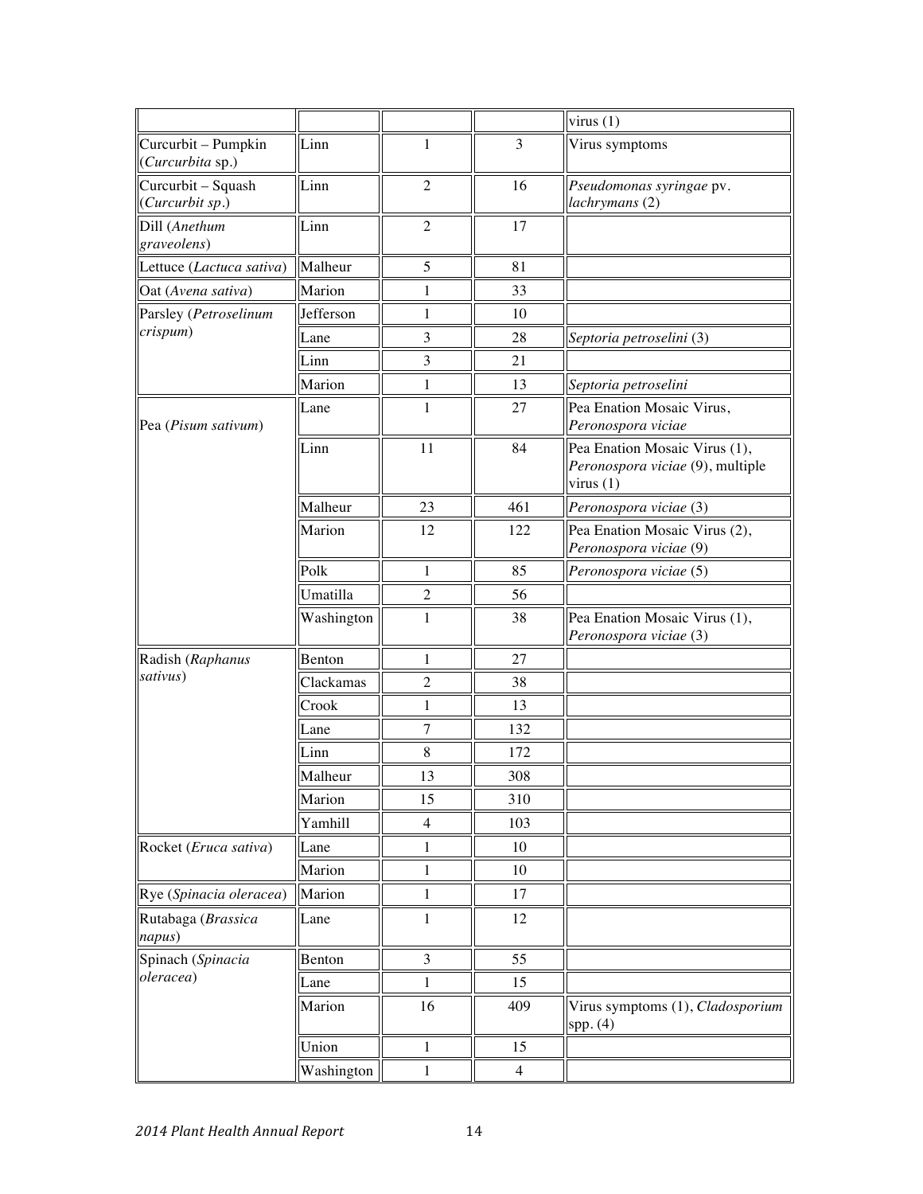| | | | | virus (1) |
|---|---|---|---|---|
| Curcurbit – Pumpkin (*Curcurbita* sp.) | Linn | 1 | 3 | Virus symptoms |
| Curcurbit – Squash (*Curcurbit sp*.) | Linn | 2 | 16 | *Pseudomonas syringae* pv. *lachrymans* (2) |
| Dill (*Anethum graveolens*) | Linn | 2 | 17 | |
| Lettuce (*Lactuca sativa*) | Malheur | 5 | 81 | |
| Oat (*Avena sativa*) | Marion | 1 | 33 | |
| Parsley (*Petroselinum crispum*) | Jefferson | 1 | 10 | |
| | Lane | 3 | 28 | *Septoria petroselini* (3) |
| | Linn | 3 | 21 | |
| | Marion | 1 | 13 | *Septoria petroselini* |
| Pea (*Pisum sativum*) | Lane | 1 | 27 | Pea Enation Mosaic Virus, *Peronospora viciae* |
| | Linn | 11 | 84 | Pea Enation Mosaic Virus (1), *Peronospora viciae* (9), multiple virus (1) |
| | Malheur | 23 | 461 | *Peronospora viciae* (3) |
| | Marion | 12 | 122 | Pea Enation Mosaic Virus (2), *Peronospora viciae* (9) |
| | Polk | 1 | 85 | *Peronospora viciae* (5) |
| | Umatilla | 2 | 56 | |
| | Washington | 1 | 38 | Pea Enation Mosaic Virus (1), *Peronospora viciae* (3) |
| Radish (*Raphanus sativus*) | Benton | 1 | 27 | |
| | Clackamas | 2 | 38 | |
| | Crook | 1 | 13 | |
| | Lane | 7 | 132 | |
| | Linn | 8 | 172 | |
| | Malheur | 13 | 308 | |
| | Marion | 15 | 310 | |
| | Yamhill | 4 | 103 | |
| Rocket (*Eruca sativa*) | Lane | 1 | 10 | |
| | Marion | 1 | 10 | |
| Rye (*Spinacia oleracea*) | Marion | 1 | 17 | |
| Rutabaga (*Brassica napus*) | Lane | 1 | 12 | |
| Spinach (*Spinacia oleracea*) | Benton | 3 | 55 | |
| | Lane | 1 | 15 | |
| | Marion | 16 | 409 | Virus symptoms (1), *Cladosporium* spp. (4) |
| | Union | 1 | 15 | |
| | Washington | 1 | 4 | |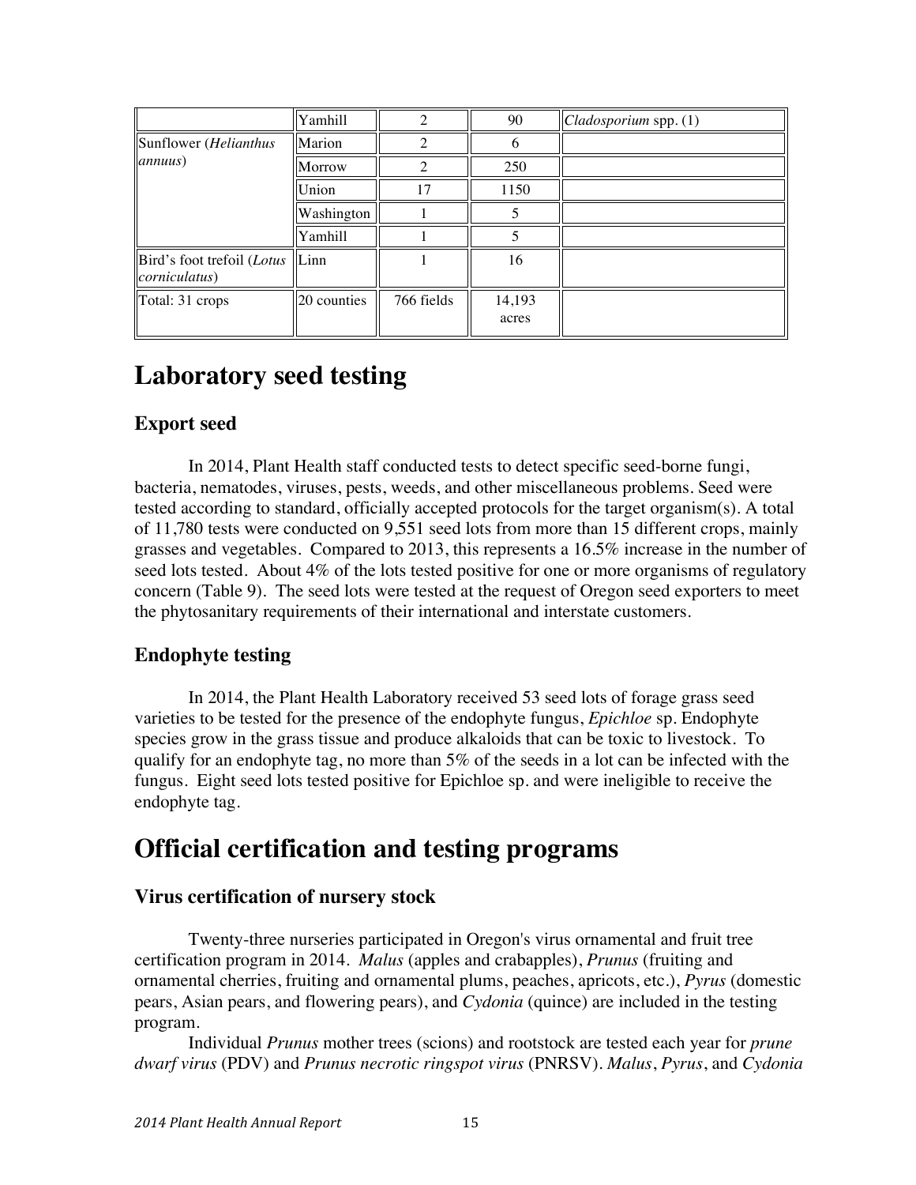| | | | | |
|---|---|---|---|---|
| | Yamhill | 2 | 90 | *Cladosporium* spp. (1) |
| Sunflower (*Helianthus annuus*) | Marion | 2 | 6 | |
| | Morrow | 2 | 250 | |
| | Union | 17 | 1150 | |
| | Washington | 1 | 5 | |
| | Yamhill | 1 | 5 | |
| Bird's foot trefoil (*Lotus corniculatus*) | Linn | 1 | 16 | |
| Total: 31 crops | 20 counties | 766 fields | 14,193 acres | |

# Laboratory seed testing

## Export seed

In 2014, Plant Health staff conducted tests to detect specific seed-borne fungi, bacteria, nematodes, viruses, pests, weeds, and other miscellaneous problems. Seed were tested according to standard, officially accepted protocols for the target organism(s). A total of 11,780 tests were conducted on 9,551 seed lots from more than 15 different crops, mainly grasses and vegetables. Compared to 2013, this represents a 16.5% increase in the number of seed lots tested. About 4% of the lots tested positive for one or more organisms of regulatory concern (Table 9). The seed lots were tested at the request of Oregon seed exporters to meet the phytosanitary requirements of their international and interstate customers.

## Endophyte testing

In 2014, the Plant Health Laboratory received 53 seed lots of forage grass seed varieties to be tested for the presence of the endophyte fungus, *Epichloe* sp. Endophyte species grow in the grass tissue and produce alkaloids that can be toxic to livestock. To qualify for an endophyte tag, no more than 5% of the seeds in a lot can be infected with the fungus. Eight seed lots tested positive for Epichloe sp. and were ineligible to receive the endophyte tag.

# Official certification and testing programs

## Virus certification of nursery stock

Twenty-three nurseries participated in Oregon's virus ornamental and fruit tree certification program in 2014. *Malus* (apples and crabapples), *Prunus* (fruiting and ornamental cherries, fruiting and ornamental plums, peaches, apricots, etc.), *Pyrus* (domestic pears, Asian pears, and flowering pears), and *Cydonia* (quince) are included in the testing program.

Individual *Prunus* mother trees (scions) and rootstock are tested each year for *prune dwarf virus* (PDV) and *Prunus necrotic ringspot virus* (PNRSV). *Malus*, *Pyrus*, and *Cydonia*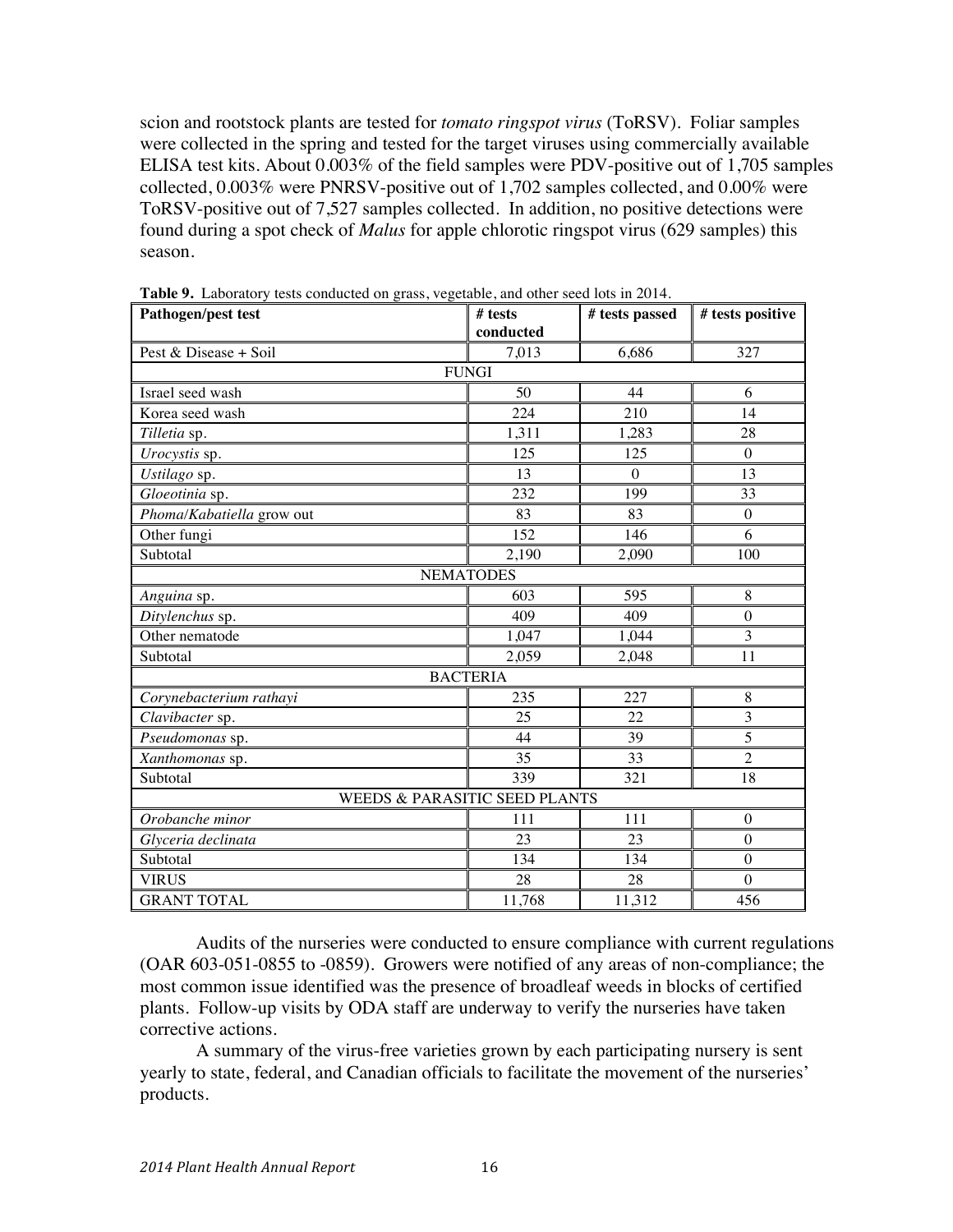scion and rootstock plants are tested for *tomato ringspot virus* (ToRSV). Foliar samples were collected in the spring and tested for the target viruses using commercially available ELISA test kits. About 0.003% of the field samples were PDV-positive out of 1,705 samples collected, 0.003% were PNRSV-positive out of 1,702 samples collected, and 0.00% were ToRSV-positive out of 7,527 samples collected. In addition, no positive detections were found during a spot check of *Malus* for apple chlorotic ringspot virus (629 samples) this season.

**Table 9.** Laboratory tests conducted on grass, vegetable, and other seed lots in 2014.

| Pathogen/pest test | # tests conducted | # tests passed | # tests positive |
|---|---|---|---|
| Pest & Disease + Soil | 7,013 | 6,686 | 327 |
| FUNGI | | | |
| Israel seed wash | 50 | 44 | 6 |
| Korea seed wash | 224 | 210 | 14 |
| *Tilletia* sp. | 1,311 | 1,283 | 28 |
| *Urocystis* sp. | 125 | 125 | 0 |
| *Ustilago* sp. | 13 | 0 | 13 |
| *Gloeotinia* sp. | 232 | 199 | 33 |
| *Phoma/Kabatiella* grow out | 83 | 83 | 0 |
| Other fungi | 152 | 146 | 6 |
| Subtotal | 2,190 | 2,090 | 100 |
| NEMATODES | | | |
| *Anguina* sp. | 603 | 595 | 8 |
| *Ditylenchus* sp. | 409 | 409 | 0 |
| Other nematode | 1,047 | 1,044 | 3 |
| Subtotal | 2,059 | 2,048 | 11 |
| BACTERIA | | | |
| *Corynebacterium rathayi* | 235 | 227 | 8 |
| *Clavibacter* sp. | 25 | 22 | 3 |
| *Pseudomonas* sp. | 44 | 39 | 5 |
| *Xanthomonas* sp. | 35 | 33 | 2 |
| Subtotal | 339 | 321 | 18 |
| WEEDS & PARASITIC SEED PLANTS | | | |
| *Orobanche minor* | 111 | 111 | 0 |
| *Glyceria declinata* | 23 | 23 | 0 |
| Subtotal | 134 | 134 | 0 |
| VIRUS | 28 | 28 | 0 |
| GRANT TOTAL | 11,768 | 11,312 | 456 |

Audits of the nurseries were conducted to ensure compliance with current regulations (OAR 603-051-0855 to -0859). Growers were notified of any areas of non-compliance; the most common issue identified was the presence of broadleaf weeds in blocks of certified plants. Follow-up visits by ODA staff are underway to verify the nurseries have taken corrective actions.

A summary of the virus-free varieties grown by each participating nursery is sent yearly to state, federal, and Canadian officials to facilitate the movement of the nurseries' products.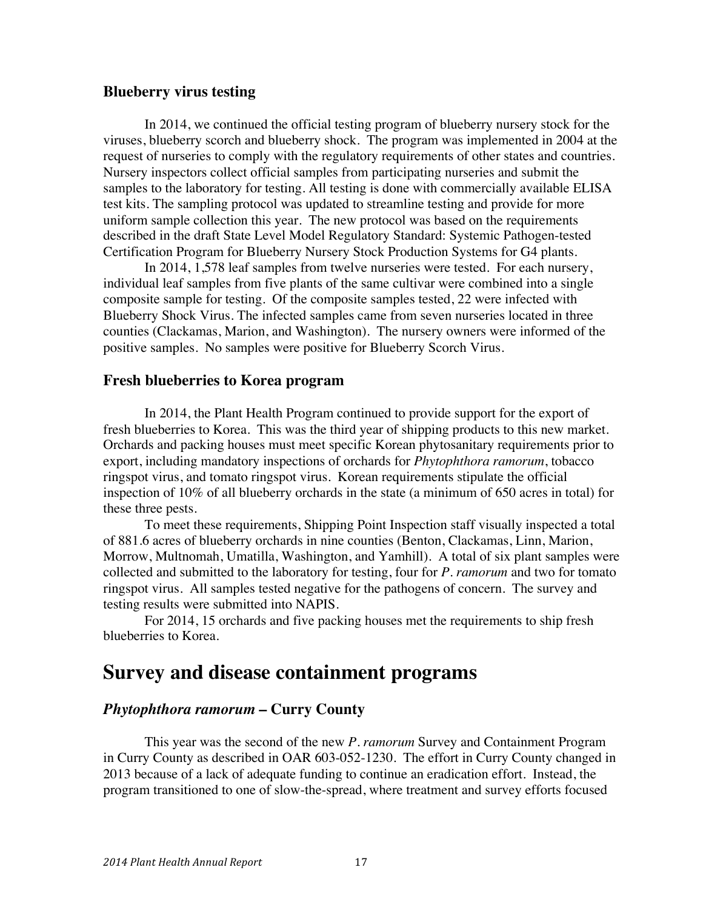### Blueberry virus testing

In 2014, we continued the official testing program of blueberry nursery stock for the viruses, blueberry scorch and blueberry shock. The program was implemented in 2004 at the request of nurseries to comply with the regulatory requirements of other states and countries. Nursery inspectors collect official samples from participating nurseries and submit the samples to the laboratory for testing. All testing is done with commercially available ELISA test kits. The sampling protocol was updated to streamline testing and provide for more uniform sample collection this year. The new protocol was based on the requirements described in the draft State Level Model Regulatory Standard: Systemic Pathogen-tested Certification Program for Blueberry Nursery Stock Production Systems for G4 plants.

In 2014, 1,578 leaf samples from twelve nurseries were tested. For each nursery, individual leaf samples from five plants of the same cultivar were combined into a single composite sample for testing. Of the composite samples tested, 22 were infected with Blueberry Shock Virus. The infected samples came from seven nurseries located in three counties (Clackamas, Marion, and Washington). The nursery owners were informed of the positive samples. No samples were positive for Blueberry Scorch Virus.

### Fresh blueberries to Korea program

In 2014, the Plant Health Program continued to provide support for the export of fresh blueberries to Korea. This was the third year of shipping products to this new market. Orchards and packing houses must meet specific Korean phytosanitary requirements prior to export, including mandatory inspections of orchards for *Phytophthora ramorum*, tobacco ringspot virus, and tomato ringspot virus. Korean requirements stipulate the official inspection of 10% of all blueberry orchards in the state (a minimum of 650 acres in total) for these three pests.

To meet these requirements, Shipping Point Inspection staff visually inspected a total of 881.6 acres of blueberry orchards in nine counties (Benton, Clackamas, Linn, Marion, Morrow, Multnomah, Umatilla, Washington, and Yamhill). A total of six plant samples were collected and submitted to the laboratory for testing, four for *P. ramorum* and two for tomato ringspot virus. All samples tested negative for the pathogens of concern. The survey and testing results were submitted into NAPIS.

For 2014, 15 orchards and five packing houses met the requirements to ship fresh blueberries to Korea.

## Survey and disease containment programs

### *Phytophthora ramorum* – Curry County

This year was the second of the new *P. ramorum* Survey and Containment Program in Curry County as described in OAR 603-052-1230. The effort in Curry County changed in 2013 because of a lack of adequate funding to continue an eradication effort. Instead, the program transitioned to one of slow-the-spread, where treatment and survey efforts focused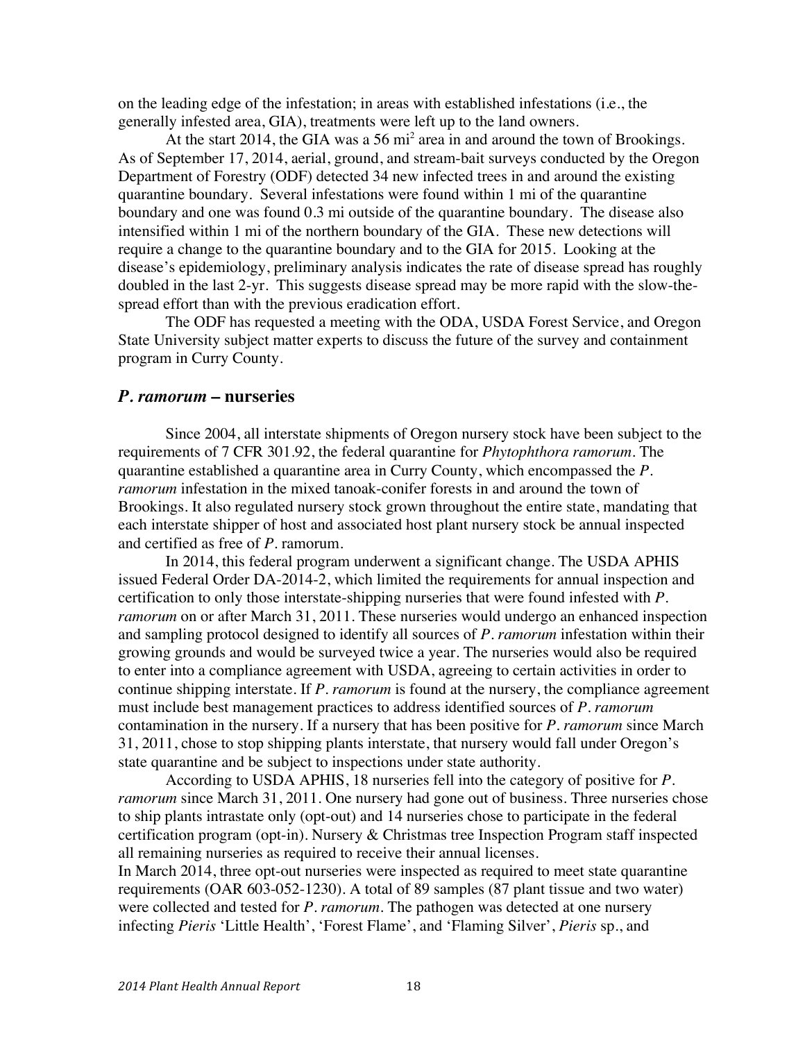on the leading edge of the infestation; in areas with established infestations (i.e., the generally infested area, GIA), treatments were left up to the land owners.

At the start 2014, the GIA was a 56 mi$^2$ area in and around the town of Brookings. As of September 17, 2014, aerial, ground, and stream-bait surveys conducted by the Oregon Department of Forestry (ODF) detected 34 new infected trees in and around the existing quarantine boundary. Several infestations were found within 1 mi of the quarantine boundary and one was found 0.3 mi outside of the quarantine boundary. The disease also intensified within 1 mi of the northern boundary of the GIA. These new detections will require a change to the quarantine boundary and to the GIA for 2015. Looking at the disease's epidemiology, preliminary analysis indicates the rate of disease spread has roughly doubled in the last 2-yr. This suggests disease spread may be more rapid with the slow-the-spread effort than with the previous eradication effort.

The ODF has requested a meeting with the ODA, USDA Forest Service, and Oregon State University subject matter experts to discuss the future of the survey and containment program in Curry County.

## *P. ramorum* – nurseries

Since 2004, all interstate shipments of Oregon nursery stock have been subject to the requirements of 7 CFR 301.92, the federal quarantine for *Phytophthora ramorum*. The quarantine established a quarantine area in Curry County, which encompassed the *P. ramorum* infestation in the mixed tanoak-conifer forests in and around the town of Brookings. It also regulated nursery stock grown throughout the entire state, mandating that each interstate shipper of host and associated host plant nursery stock be annual inspected and certified as free of *P.* ramorum.

In 2014, this federal program underwent a significant change. The USDA APHIS issued Federal Order DA-2014-2, which limited the requirements for annual inspection and certification to only those interstate-shipping nurseries that were found infested with *P. ramorum* on or after March 31, 2011. These nurseries would undergo an enhanced inspection and sampling protocol designed to identify all sources of *P. ramorum* infestation within their growing grounds and would be surveyed twice a year. The nurseries would also be required to enter into a compliance agreement with USDA, agreeing to certain activities in order to continue shipping interstate. If *P. ramorum* is found at the nursery, the compliance agreement must include best management practices to address identified sources of *P. ramorum* contamination in the nursery. If a nursery that has been positive for *P. ramorum* since March 31, 2011, chose to stop shipping plants interstate, that nursery would fall under Oregon's state quarantine and be subject to inspections under state authority.

According to USDA APHIS, 18 nurseries fell into the category of positive for *P. ramorum* since March 31, 2011. One nursery had gone out of business. Three nurseries chose to ship plants intrastate only (opt-out) and 14 nurseries chose to participate in the federal certification program (opt-in). Nursery & Christmas tree Inspection Program staff inspected all remaining nurseries as required to receive their annual licenses.

In March 2014, three opt-out nurseries were inspected as required to meet state quarantine requirements (OAR 603-052-1230). A total of 89 samples (87 plant tissue and two water) were collected and tested for *P. ramorum*. The pathogen was detected at one nursery infecting *Pieris* 'Little Health', 'Forest Flame', and 'Flaming Silver', *Pieris* sp., and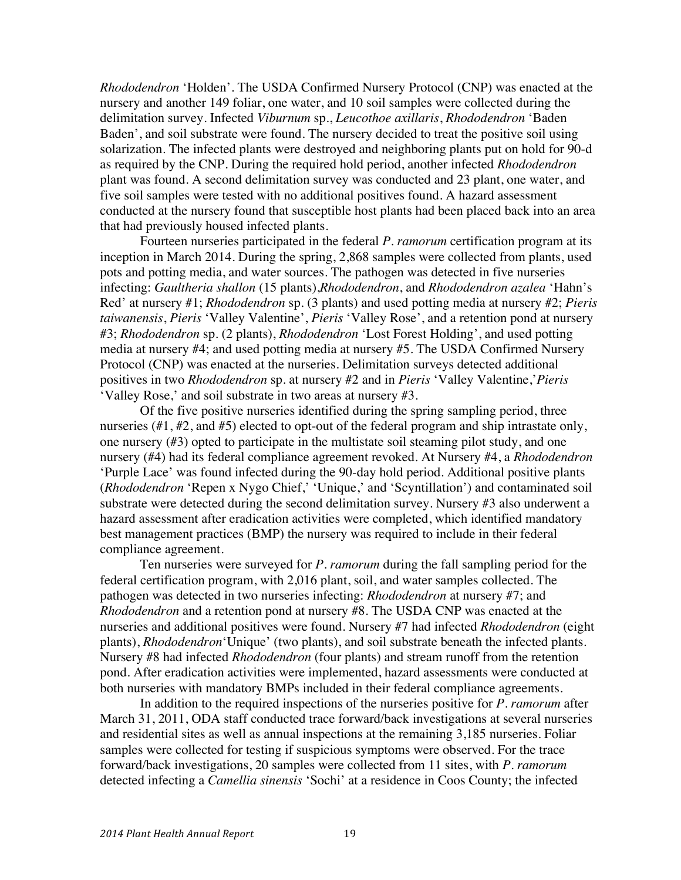*Rhododendron* 'Holden'. The USDA Confirmed Nursery Protocol (CNP) was enacted at the nursery and another 149 foliar, one water, and 10 soil samples were collected during the delimitation survey. Infected *Viburnum* sp., *Leucothoe axillaris*, *Rhododendron* 'Baden Baden', and soil substrate were found. The nursery decided to treat the positive soil using solarization. The infected plants were destroyed and neighboring plants put on hold for 90-d as required by the CNP. During the required hold period, another infected *Rhododendron* plant was found. A second delimitation survey was conducted and 23 plant, one water, and five soil samples were tested with no additional positives found. A hazard assessment conducted at the nursery found that susceptible host plants had been placed back into an area that had previously housed infected plants.

Fourteen nurseries participated in the federal *P. ramorum* certification program at its inception in March 2014. During the spring, 2,868 samples were collected from plants, used pots and potting media, and water sources. The pathogen was detected in five nurseries infecting: *Gaultheria shallon* (15 plants),*Rhododendron*, and *Rhododendron azalea* 'Hahn's Red' at nursery #1; *Rhododendron* sp. (3 plants) and used potting media at nursery #2; *Pieris taiwanensis*, *Pieris* 'Valley Valentine', *Pieris* 'Valley Rose', and a retention pond at nursery #3; *Rhododendron* sp. (2 plants), *Rhododendron* 'Lost Forest Holding', and used potting media at nursery #4; and used potting media at nursery #5. The USDA Confirmed Nursery Protocol (CNP) was enacted at the nurseries. Delimitation surveys detected additional positives in two *Rhododendron* sp. at nursery #2 and in *Pieris* 'Valley Valentine,' *Pieris* 'Valley Rose,' and soil substrate in two areas at nursery #3.

Of the five positive nurseries identified during the spring sampling period, three nurseries (#1, #2, and #5) elected to opt-out of the federal program and ship intrastate only, one nursery (#3) opted to participate in the multistate soil steaming pilot study, and one nursery (#4) had its federal compliance agreement revoked. At Nursery #4, a *Rhododendron* 'Purple Lace' was found infected during the 90-day hold period. Additional positive plants (*Rhododendron* 'Repen x Nygo Chief,' 'Unique,' and 'Scyntillation') and contaminated soil substrate were detected during the second delimitation survey. Nursery #3 also underwent a hazard assessment after eradication activities were completed, which identified mandatory best management practices (BMP) the nursery was required to include in their federal compliance agreement.

Ten nurseries were surveyed for *P. ramorum* during the fall sampling period for the federal certification program, with 2,016 plant, soil, and water samples collected. The pathogen was detected in two nurseries infecting: *Rhododendron* at nursery #7; and *Rhododendron* and a retention pond at nursery #8. The USDA CNP was enacted at the nurseries and additional positives were found. Nursery #7 had infected *Rhododendron* (eight plants), *Rhododendron*'Unique' (two plants), and soil substrate beneath the infected plants. Nursery #8 had infected *Rhododendron* (four plants) and stream runoff from the retention pond. After eradication activities were implemented, hazard assessments were conducted at both nurseries with mandatory BMPs included in their federal compliance agreements.

In addition to the required inspections of the nurseries positive for *P. ramorum* after March 31, 2011, ODA staff conducted trace forward/back investigations at several nurseries and residential sites as well as annual inspections at the remaining 3,185 nurseries. Foliar samples were collected for testing if suspicious symptoms were observed. For the trace forward/back investigations, 20 samples were collected from 11 sites, with *P. ramorum* detected infecting a *Camellia sinensis* 'Sochi' at a residence in Coos County; the infected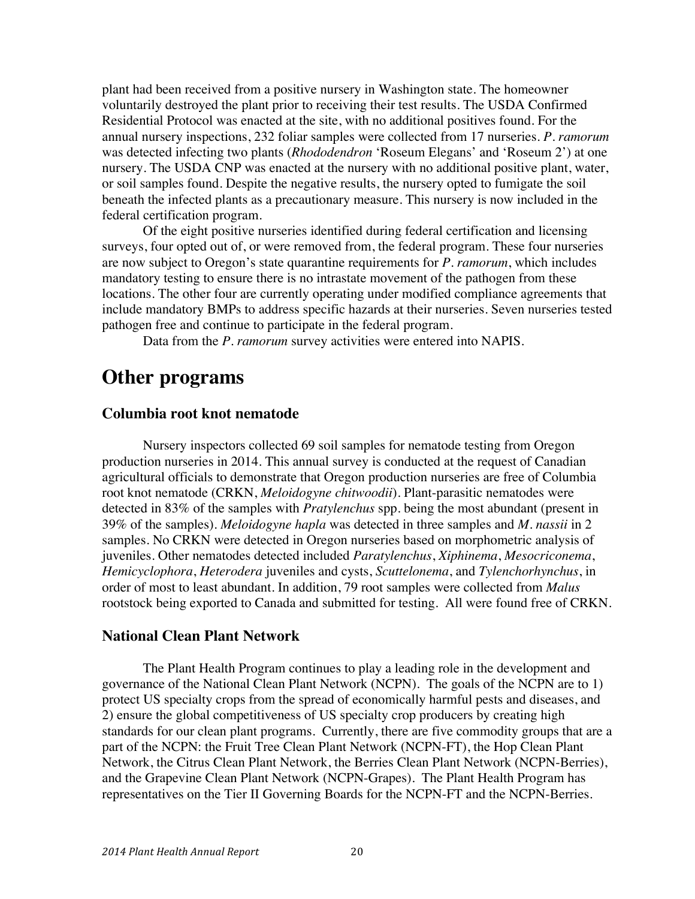plant had been received from a positive nursery in Washington state. The homeowner voluntarily destroyed the plant prior to receiving their test results. The USDA Confirmed Residential Protocol was enacted at the site, with no additional positives found. For the annual nursery inspections, 232 foliar samples were collected from 17 nurseries. *P. ramorum* was detected infecting two plants (*Rhododendron* 'Roseum Elegans' and 'Roseum 2') at one nursery. The USDA CNP was enacted at the nursery with no additional positive plant, water, or soil samples found. Despite the negative results, the nursery opted to fumigate the soil beneath the infected plants as a precautionary measure. This nursery is now included in the federal certification program.

Of the eight positive nurseries identified during federal certification and licensing surveys, four opted out of, or were removed from, the federal program. These four nurseries are now subject to Oregon's state quarantine requirements for *P. ramorum*, which includes mandatory testing to ensure there is no intrastate movement of the pathogen from these locations. The other four are currently operating under modified compliance agreements that include mandatory BMPs to address specific hazards at their nurseries. Seven nurseries tested pathogen free and continue to participate in the federal program.

Data from the *P. ramorum* survey activities were entered into NAPIS.

# Other programs

### Columbia root knot nematode

Nursery inspectors collected 69 soil samples for nematode testing from Oregon production nurseries in 2014. This annual survey is conducted at the request of Canadian agricultural officials to demonstrate that Oregon production nurseries are free of Columbia root knot nematode (CRKN, *Meloidogyne chitwoodii*). Plant-parasitic nematodes were detected in 83% of the samples with *Pratylenchus* spp. being the most abundant (present in 39% of the samples). *Meloidogyne hapla* was detected in three samples and *M. nassii* in 2 samples. No CRKN were detected in Oregon nurseries based on morphometric analysis of juveniles. Other nematodes detected included *Paratylenchus*, *Xiphinema*, *Mesocriconema*, *Hemicyclophora*, *Heterodera* juveniles and cysts, *Scuttelonema*, and *Tylenchorhynchus*, in order of most to least abundant. In addition, 79 root samples were collected from *Malus* rootstock being exported to Canada and submitted for testing. All were found free of CRKN.

### National Clean Plant Network

The Plant Health Program continues to play a leading role in the development and governance of the National Clean Plant Network (NCPN). The goals of the NCPN are to 1) protect US specialty crops from the spread of economically harmful pests and diseases, and 2) ensure the global competitiveness of US specialty crop producers by creating high standards for our clean plant programs. Currently, there are five commodity groups that are a part of the NCPN: the Fruit Tree Clean Plant Network (NCPN-FT), the Hop Clean Plant Network, the Citrus Clean Plant Network, the Berries Clean Plant Network (NCPN-Berries), and the Grapevine Clean Plant Network (NCPN-Grapes). The Plant Health Program has representatives on the Tier II Governing Boards for the NCPN-FT and the NCPN-Berries.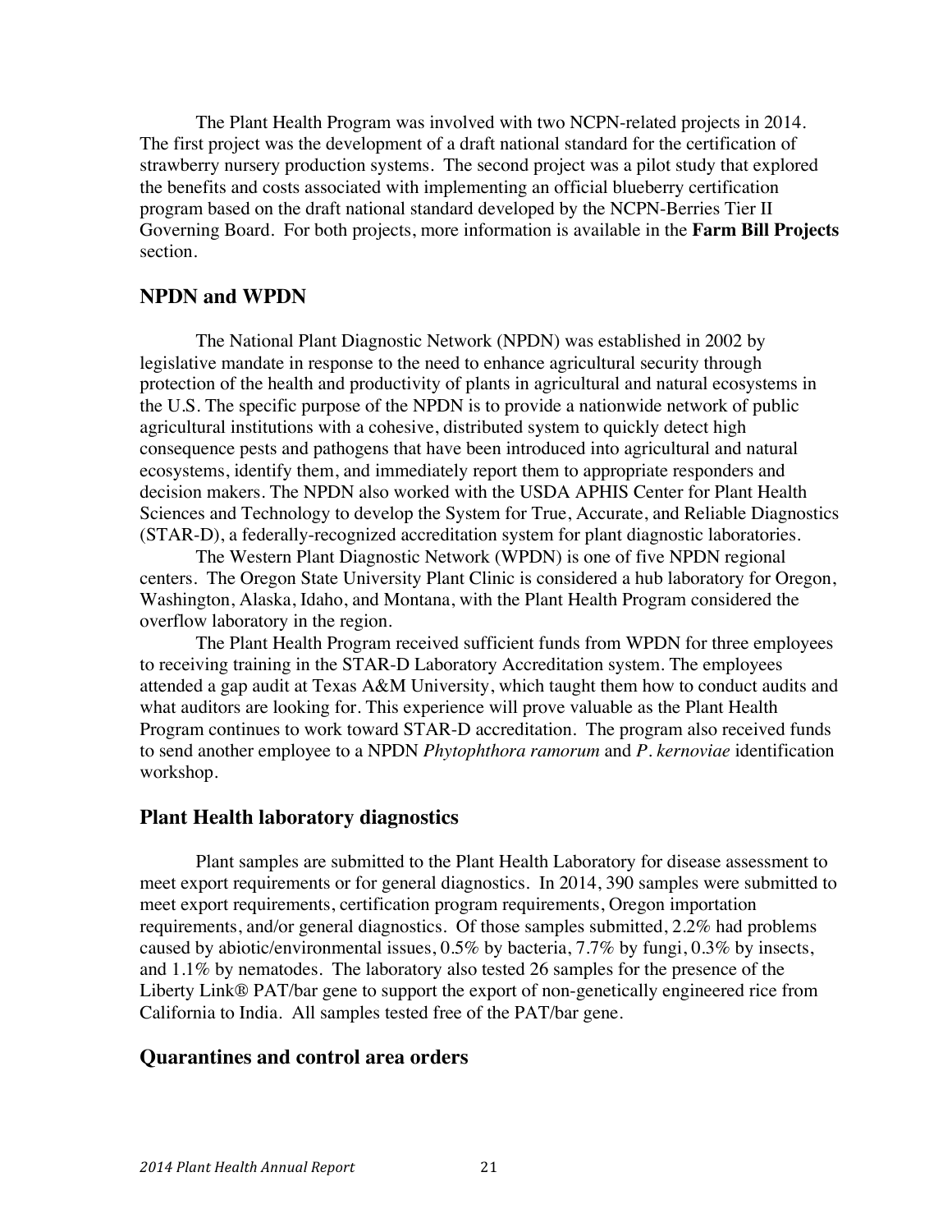The Plant Health Program was involved with two NCPN-related projects in 2014. The first project was the development of a draft national standard for the certification of strawberry nursery production systems. The second project was a pilot study that explored the benefits and costs associated with implementing an official blueberry certification program based on the draft national standard developed by the NCPN-Berries Tier II Governing Board. For both projects, more information is available in the **Farm Bill Projects** section.

## NPDN and WPDN

The National Plant Diagnostic Network (NPDN) was established in 2002 by legislative mandate in response to the need to enhance agricultural security through protection of the health and productivity of plants in agricultural and natural ecosystems in the U.S. The specific purpose of the NPDN is to provide a nationwide network of public agricultural institutions with a cohesive, distributed system to quickly detect high consequence pests and pathogens that have been introduced into agricultural and natural ecosystems, identify them, and immediately report them to appropriate responders and decision makers. The NPDN also worked with the USDA APHIS Center for Plant Health Sciences and Technology to develop the System for True, Accurate, and Reliable Diagnostics (STAR-D), a federally-recognized accreditation system for plant diagnostic laboratories.

The Western Plant Diagnostic Network (WPDN) is one of five NPDN regional centers. The Oregon State University Plant Clinic is considered a hub laboratory for Oregon, Washington, Alaska, Idaho, and Montana, with the Plant Health Program considered the overflow laboratory in the region.

The Plant Health Program received sufficient funds from WPDN for three employees to receiving training in the STAR-D Laboratory Accreditation system. The employees attended a gap audit at Texas A&M University, which taught them how to conduct audits and what auditors are looking for. This experience will prove valuable as the Plant Health Program continues to work toward STAR-D accreditation. The program also received funds to send another employee to a NPDN *Phytophthora ramorum* and *P. kernoviae* identification workshop.

## Plant Health laboratory diagnostics

Plant samples are submitted to the Plant Health Laboratory for disease assessment to meet export requirements or for general diagnostics. In 2014, 390 samples were submitted to meet export requirements, certification program requirements, Oregon importation requirements, and/or general diagnostics. Of those samples submitted, 2.2% had problems caused by abiotic/environmental issues, 0.5% by bacteria, 7.7% by fungi, 0.3% by insects, and 1.1% by nematodes. The laboratory also tested 26 samples for the presence of the Liberty Link® PAT/bar gene to support the export of non-genetically engineered rice from California to India. All samples tested free of the PAT/bar gene.

## Quarantines and control area orders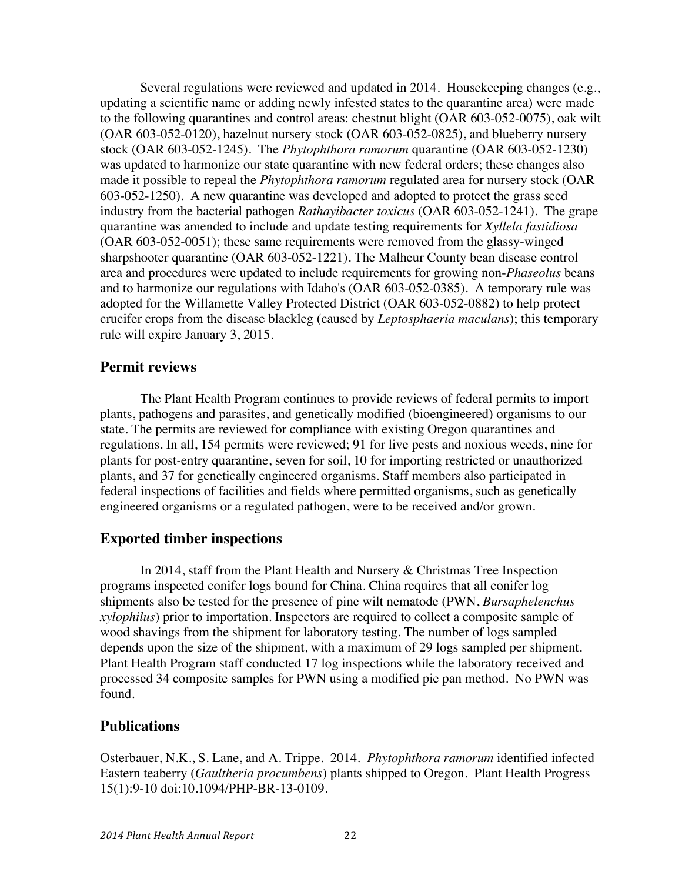Several regulations were reviewed and updated in 2014. Housekeeping changes (e.g., updating a scientific name or adding newly infested states to the quarantine area) were made to the following quarantines and control areas: chestnut blight (OAR 603-052-0075), oak wilt (OAR 603-052-0120), hazelnut nursery stock (OAR 603-052-0825), and blueberry nursery stock (OAR 603-052-1245). The *Phytophthora ramorum* quarantine (OAR 603-052-1230) was updated to harmonize our state quarantine with new federal orders; these changes also made it possible to repeal the *Phytophthora ramorum* regulated area for nursery stock (OAR 603-052-1250). A new quarantine was developed and adopted to protect the grass seed industry from the bacterial pathogen *Rathayibacter toxicus* (OAR 603-052-1241). The grape quarantine was amended to include and update testing requirements for *Xyllela fastidiosa* (OAR 603-052-0051); these same requirements were removed from the glassy-winged sharpshooter quarantine (OAR 603-052-1221). The Malheur County bean disease control area and procedures were updated to include requirements for growing non-*Phaseolus* beans and to harmonize our regulations with Idaho's (OAR 603-052-0385). A temporary rule was adopted for the Willamette Valley Protected District (OAR 603-052-0882) to help protect crucifer crops from the disease blackleg (caused by *Leptosphaeria maculans*); this temporary rule will expire January 3, 2015.

## Permit reviews

The Plant Health Program continues to provide reviews of federal permits to import plants, pathogens and parasites, and genetically modified (bioengineered) organisms to our state. The permits are reviewed for compliance with existing Oregon quarantines and regulations. In all, 154 permits were reviewed; 91 for live pests and noxious weeds, nine for plants for post-entry quarantine, seven for soil, 10 for importing restricted or unauthorized plants, and 37 for genetically engineered organisms. Staff members also participated in federal inspections of facilities and fields where permitted organisms, such as genetically engineered organisms or a regulated pathogen, were to be received and/or grown.

## Exported timber inspections

In 2014, staff from the Plant Health and Nursery & Christmas Tree Inspection programs inspected conifer logs bound for China. China requires that all conifer log shipments also be tested for the presence of pine wilt nematode (PWN, *Bursaphelenchus xylophilus*) prior to importation. Inspectors are required to collect a composite sample of wood shavings from the shipment for laboratory testing. The number of logs sampled depends upon the size of the shipment, with a maximum of 29 logs sampled per shipment. Plant Health Program staff conducted 17 log inspections while the laboratory received and processed 34 composite samples for PWN using a modified pie pan method. No PWN was found.

## Publications

Osterbauer, N.K., S. Lane, and A. Trippe. 2014. *Phytophthora ramorum* identified infected Eastern teaberry (*Gaultheria procumbens*) plants shipped to Oregon. Plant Health Progress 15(1):9-10 doi:10.1094/PHP-BR-13-0109.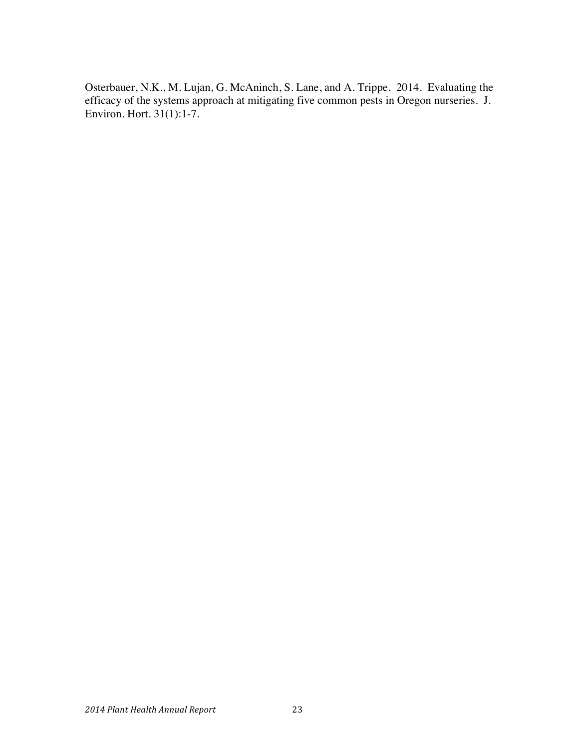Osterbauer, N.K., M. Lujan, G. McAninch, S. Lane, and A. Trippe. 2014. Evaluating the efficacy of the systems approach at mitigating five common pests in Oregon nurseries. J. Environ. Hort. 31(1):1-7.